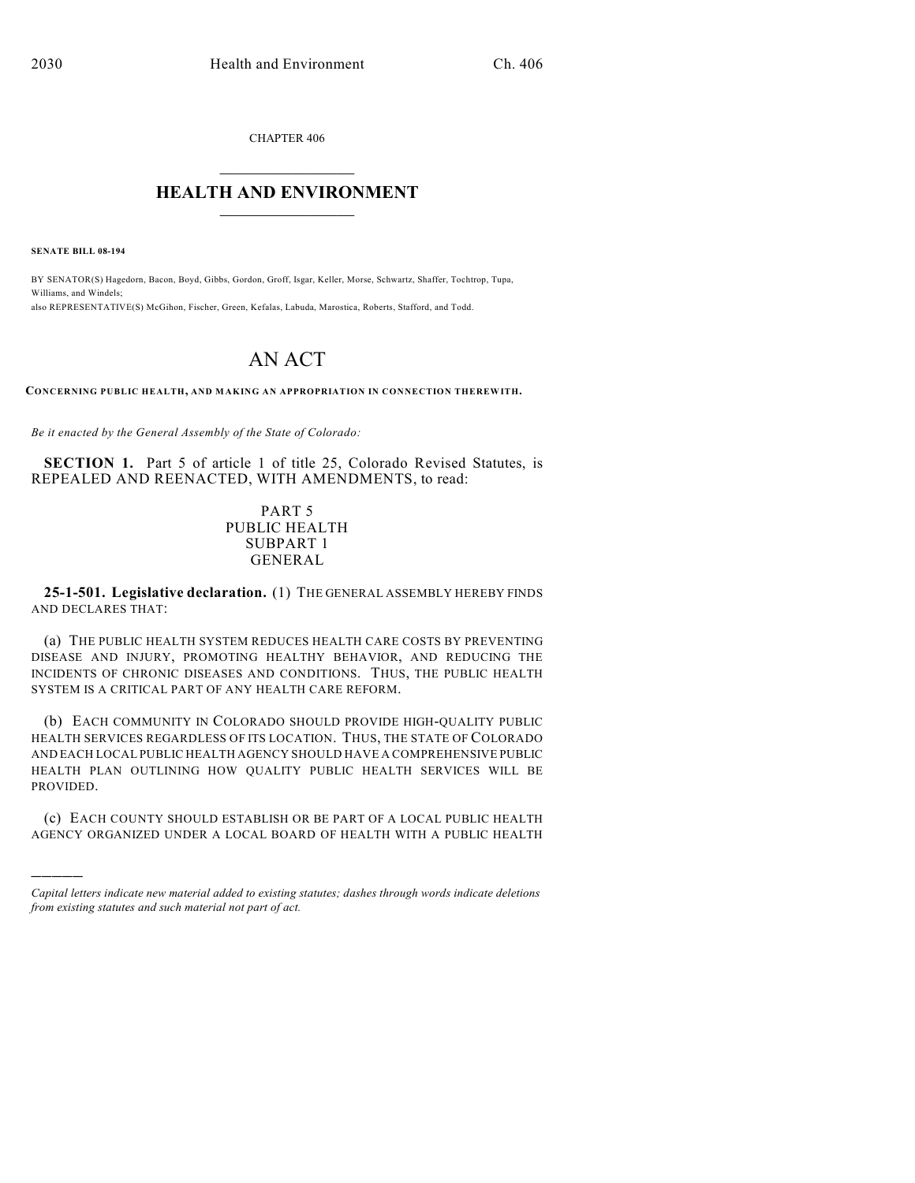CHAPTER 406

# HEALTH AND ENVIRONMENT

**SENATE BILL 08-194**

BY SENATOR(S) Hagedorn, Bacon, Boyd, Gibbs, Gordon, Groff, Isgar, Keller, Morse, Schwartz, Shaffer, Tochtrop, Tupa, Williams, and Windels;
also REPRESENTATIVE(S) McGihon, Fischer, Green, Kefalas, Labuda, Marostica, Roberts, Stafford, and Todd.

# AN ACT

**CONCERNING PUBLIC HEALTH, AND MAKING AN APPROPRIATION IN CONNECTION THEREWITH.**

*Be it enacted by the General Assembly of the State of Colorado:*

**SECTION 1.** Part 5 of article 1 of title 25, Colorado Revised Statutes, is REPEALED AND REENACTED, WITH AMENDMENTS, to read:

PART 5
PUBLIC HEALTH
SUBPART 1
GENERAL

**25-1-501. Legislative declaration.** (1) THE GENERAL ASSEMBLY HEREBY FINDS AND DECLARES THAT:

(a) THE PUBLIC HEALTH SYSTEM REDUCES HEALTH CARE COSTS BY PREVENTING DISEASE AND INJURY, PROMOTING HEALTHY BEHAVIOR, AND REDUCING THE INCIDENTS OF CHRONIC DISEASES AND CONDITIONS. THUS, THE PUBLIC HEALTH SYSTEM IS A CRITICAL PART OF ANY HEALTH CARE REFORM.

(b) EACH COMMUNITY IN COLORADO SHOULD PROVIDE HIGH-QUALITY PUBLIC HEALTH SERVICES REGARDLESS OF ITS LOCATION. THUS, THE STATE OF COLORADO AND EACH LOCAL PUBLIC HEALTH AGENCY SHOULD HAVE A COMPREHENSIVE PUBLIC HEALTH PLAN OUTLINING HOW QUALITY PUBLIC HEALTH SERVICES WILL BE PROVIDED.

(c) EACH COUNTY SHOULD ESTABLISH OR BE PART OF A LOCAL PUBLIC HEALTH AGENCY ORGANIZED UNDER A LOCAL BOARD OF HEALTH WITH A PUBLIC HEALTH

*Capital letters indicate new material added to existing statutes; dashes through words indicate deletions from existing statutes and such material not part of act.*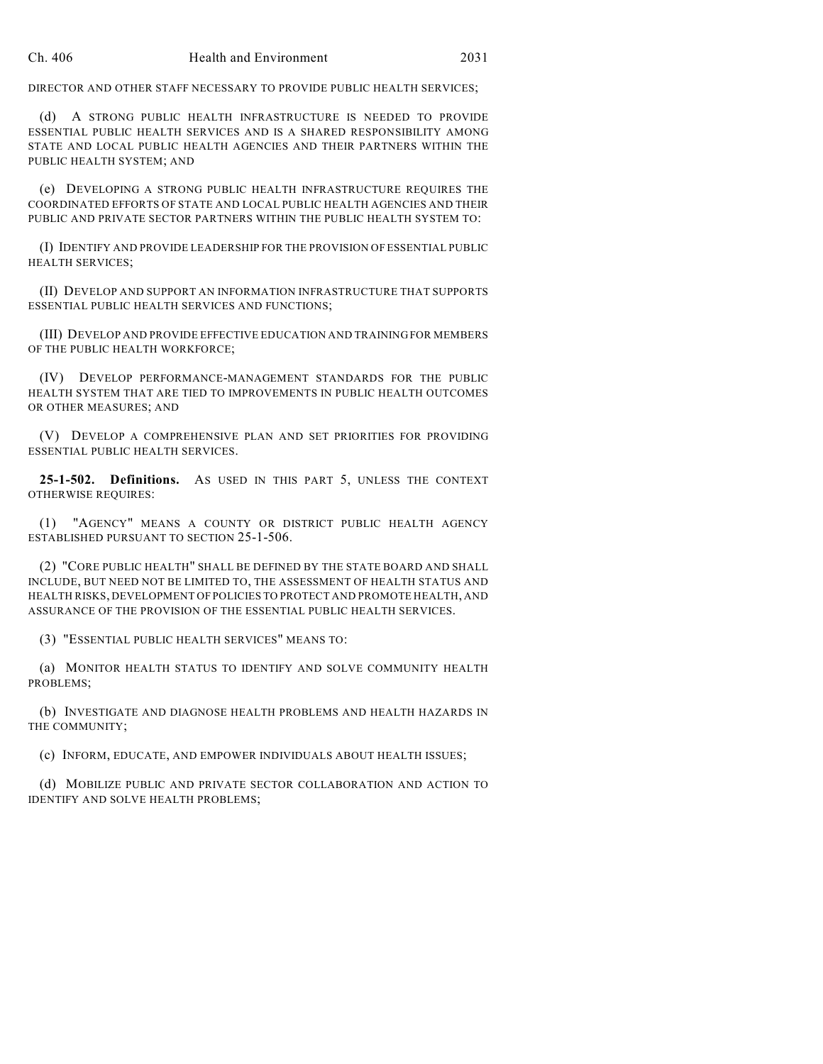DIRECTOR AND OTHER STAFF NECESSARY TO PROVIDE PUBLIC HEALTH SERVICES;

(d) A STRONG PUBLIC HEALTH INFRASTRUCTURE IS NEEDED TO PROVIDE ESSENTIAL PUBLIC HEALTH SERVICES AND IS A SHARED RESPONSIBILITY AMONG STATE AND LOCAL PUBLIC HEALTH AGENCIES AND THEIR PARTNERS WITHIN THE PUBLIC HEALTH SYSTEM; AND

(e) DEVELOPING A STRONG PUBLIC HEALTH INFRASTRUCTURE REQUIRES THE COORDINATED EFFORTS OF STATE AND LOCAL PUBLIC HEALTH AGENCIES AND THEIR PUBLIC AND PRIVATE SECTOR PARTNERS WITHIN THE PUBLIC HEALTH SYSTEM TO:

(I) IDENTIFY AND PROVIDE LEADERSHIP FOR THE PROVISION OF ESSENTIAL PUBLIC HEALTH SERVICES;

(II) DEVELOP AND SUPPORT AN INFORMATION INFRASTRUCTURE THAT SUPPORTS ESSENTIAL PUBLIC HEALTH SERVICES AND FUNCTIONS;

(III) DEVELOP AND PROVIDE EFFECTIVE EDUCATION AND TRAINING FOR MEMBERS OF THE PUBLIC HEALTH WORKFORCE;

(IV) DEVELOP PERFORMANCE-MANAGEMENT STANDARDS FOR THE PUBLIC HEALTH SYSTEM THAT ARE TIED TO IMPROVEMENTS IN PUBLIC HEALTH OUTCOMES OR OTHER MEASURES; AND

(V) DEVELOP A COMPREHENSIVE PLAN AND SET PRIORITIES FOR PROVIDING ESSENTIAL PUBLIC HEALTH SERVICES.

**25-1-502. Definitions.** AS USED IN THIS PART 5, UNLESS THE CONTEXT OTHERWISE REQUIRES:

(1) "AGENCY" MEANS A COUNTY OR DISTRICT PUBLIC HEALTH AGENCY ESTABLISHED PURSUANT TO SECTION 25-1-506.

(2) "CORE PUBLIC HEALTH" SHALL BE DEFINED BY THE STATE BOARD AND SHALL INCLUDE, BUT NEED NOT BE LIMITED TO, THE ASSESSMENT OF HEALTH STATUS AND HEALTH RISKS, DEVELOPMENT OF POLICIES TO PROTECT AND PROMOTE HEALTH, AND ASSURANCE OF THE PROVISION OF THE ESSENTIAL PUBLIC HEALTH SERVICES.

(3) "ESSENTIAL PUBLIC HEALTH SERVICES" MEANS TO:

(a) MONITOR HEALTH STATUS TO IDENTIFY AND SOLVE COMMUNITY HEALTH PROBLEMS;

(b) INVESTIGATE AND DIAGNOSE HEALTH PROBLEMS AND HEALTH HAZARDS IN THE COMMUNITY;

(c) INFORM, EDUCATE, AND EMPOWER INDIVIDUALS ABOUT HEALTH ISSUES;

(d) MOBILIZE PUBLIC AND PRIVATE SECTOR COLLABORATION AND ACTION TO IDENTIFY AND SOLVE HEALTH PROBLEMS;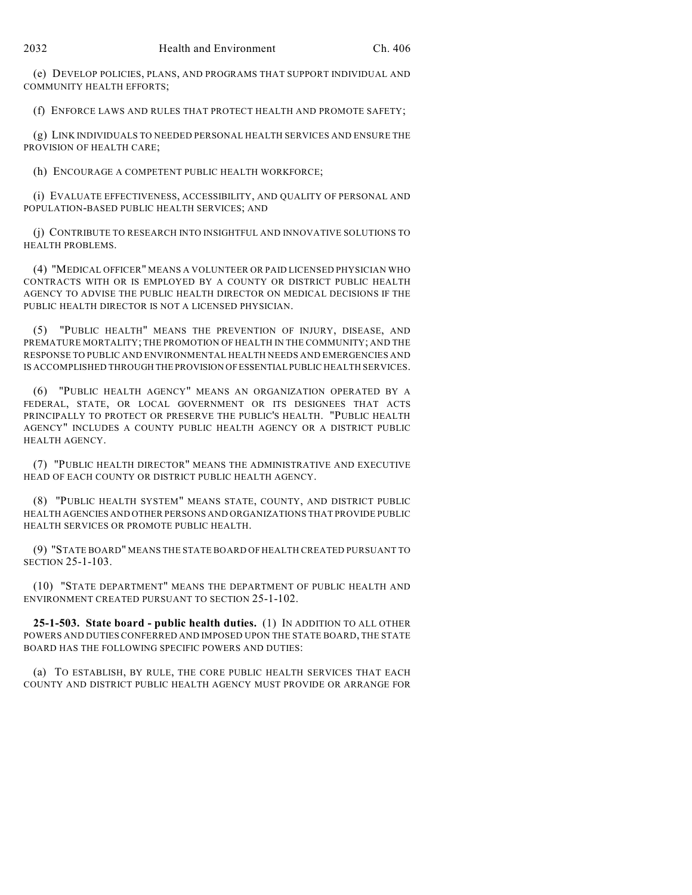(e) DEVELOP POLICIES, PLANS, AND PROGRAMS THAT SUPPORT INDIVIDUAL AND COMMUNITY HEALTH EFFORTS;

(f) ENFORCE LAWS AND RULES THAT PROTECT HEALTH AND PROMOTE SAFETY;

(g) LINK INDIVIDUALS TO NEEDED PERSONAL HEALTH SERVICES AND ENSURE THE PROVISION OF HEALTH CARE;

(h) ENCOURAGE A COMPETENT PUBLIC HEALTH WORKFORCE;

(i) EVALUATE EFFECTIVENESS, ACCESSIBILITY, AND QUALITY OF PERSONAL AND POPULATION-BASED PUBLIC HEALTH SERVICES; AND

(j) CONTRIBUTE TO RESEARCH INTO INSIGHTFUL AND INNOVATIVE SOLUTIONS TO HEALTH PROBLEMS.

(4) "MEDICAL OFFICER" MEANS A VOLUNTEER OR PAID LICENSED PHYSICIAN WHO CONTRACTS WITH OR IS EMPLOYED BY A COUNTY OR DISTRICT PUBLIC HEALTH AGENCY TO ADVISE THE PUBLIC HEALTH DIRECTOR ON MEDICAL DECISIONS IF THE PUBLIC HEALTH DIRECTOR IS NOT A LICENSED PHYSICIAN.

(5) "PUBLIC HEALTH" MEANS THE PREVENTION OF INJURY, DISEASE, AND PREMATURE MORTALITY; THE PROMOTION OF HEALTH IN THE COMMUNITY; AND THE RESPONSE TO PUBLIC AND ENVIRONMENTAL HEALTH NEEDS AND EMERGENCIES AND IS ACCOMPLISHED THROUGH THE PROVISION OF ESSENTIAL PUBLIC HEALTH SERVICES.

(6) "PUBLIC HEALTH AGENCY" MEANS AN ORGANIZATION OPERATED BY A FEDERAL, STATE, OR LOCAL GOVERNMENT OR ITS DESIGNEES THAT ACTS PRINCIPALLY TO PROTECT OR PRESERVE THE PUBLIC'S HEALTH. "PUBLIC HEALTH AGENCY" INCLUDES A COUNTY PUBLIC HEALTH AGENCY OR A DISTRICT PUBLIC HEALTH AGENCY.

(7) "PUBLIC HEALTH DIRECTOR" MEANS THE ADMINISTRATIVE AND EXECUTIVE HEAD OF EACH COUNTY OR DISTRICT PUBLIC HEALTH AGENCY.

(8) "PUBLIC HEALTH SYSTEM" MEANS STATE, COUNTY, AND DISTRICT PUBLIC HEALTH AGENCIES AND OTHER PERSONS AND ORGANIZATIONS THAT PROVIDE PUBLIC HEALTH SERVICES OR PROMOTE PUBLIC HEALTH.

(9) "STATE BOARD" MEANS THE STATE BOARD OF HEALTH CREATED PURSUANT TO SECTION 25-1-103.

(10) "STATE DEPARTMENT" MEANS THE DEPARTMENT OF PUBLIC HEALTH AND ENVIRONMENT CREATED PURSUANT TO SECTION 25-1-102.

**25-1-503. State board - public health duties.** (1) IN ADDITION TO ALL OTHER POWERS AND DUTIES CONFERRED AND IMPOSED UPON THE STATE BOARD, THE STATE BOARD HAS THE FOLLOWING SPECIFIC POWERS AND DUTIES:

(a) TO ESTABLISH, BY RULE, THE CORE PUBLIC HEALTH SERVICES THAT EACH COUNTY AND DISTRICT PUBLIC HEALTH AGENCY MUST PROVIDE OR ARRANGE FOR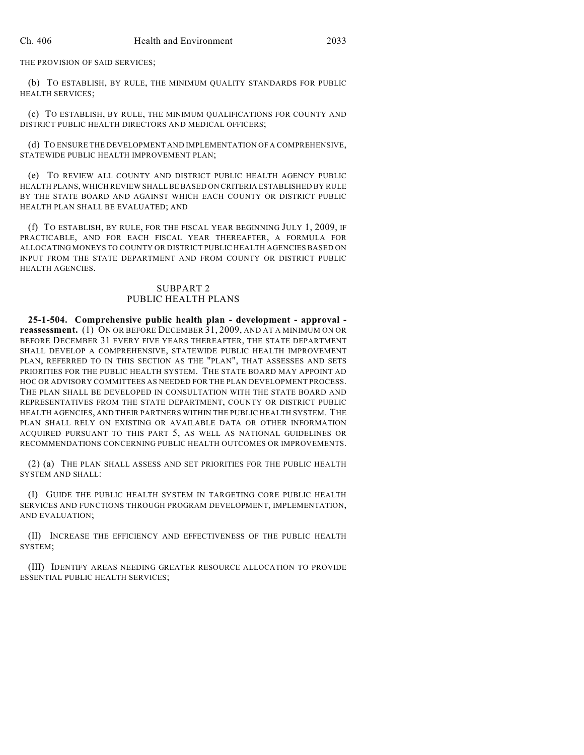THE PROVISION OF SAID SERVICES;

(b) TO ESTABLISH, BY RULE, THE MINIMUM QUALITY STANDARDS FOR PUBLIC HEALTH SERVICES;

(c) TO ESTABLISH, BY RULE, THE MINIMUM QUALIFICATIONS FOR COUNTY AND DISTRICT PUBLIC HEALTH DIRECTORS AND MEDICAL OFFICERS;

(d) TO ENSURE THE DEVELOPMENT AND IMPLEMENTATION OF A COMPREHENSIVE, STATEWIDE PUBLIC HEALTH IMPROVEMENT PLAN;

(e) TO REVIEW ALL COUNTY AND DISTRICT PUBLIC HEALTH AGENCY PUBLIC HEALTH PLANS, WHICH REVIEW SHALL BE BASED ON CRITERIA ESTABLISHED BY RULE BY THE STATE BOARD AND AGAINST WHICH EACH COUNTY OR DISTRICT PUBLIC HEALTH PLAN SHALL BE EVALUATED; AND

(f) TO ESTABLISH, BY RULE, FOR THE FISCAL YEAR BEGINNING JULY 1, 2009, IF PRACTICABLE, AND FOR EACH FISCAL YEAR THEREAFTER, A FORMULA FOR ALLOCATING MONEYS TO COUNTY OR DISTRICT PUBLIC HEALTH AGENCIES BASED ON INPUT FROM THE STATE DEPARTMENT AND FROM COUNTY OR DISTRICT PUBLIC HEALTH AGENCIES.

## SUBPART 2
## PUBLIC HEALTH PLANS

**25-1-504. Comprehensive public health plan - development - approval - reassessment.** (1) ON OR BEFORE DECEMBER 31, 2009, AND AT A MINIMUM ON OR BEFORE DECEMBER 31 EVERY FIVE YEARS THEREAFTER, THE STATE DEPARTMENT SHALL DEVELOP A COMPREHENSIVE, STATEWIDE PUBLIC HEALTH IMPROVEMENT PLAN, REFERRED TO IN THIS SECTION AS THE "PLAN", THAT ASSESSES AND SETS PRIORITIES FOR THE PUBLIC HEALTH SYSTEM. THE STATE BOARD MAY APPOINT AD HOC OR ADVISORY COMMITTEES AS NEEDED FOR THE PLAN DEVELOPMENT PROCESS. THE PLAN SHALL BE DEVELOPED IN CONSULTATION WITH THE STATE BOARD AND REPRESENTATIVES FROM THE STATE DEPARTMENT, COUNTY OR DISTRICT PUBLIC HEALTH AGENCIES, AND THEIR PARTNERS WITHIN THE PUBLIC HEALTH SYSTEM. THE PLAN SHALL RELY ON EXISTING OR AVAILABLE DATA OR OTHER INFORMATION ACQUIRED PURSUANT TO THIS PART 5, AS WELL AS NATIONAL GUIDELINES OR RECOMMENDATIONS CONCERNING PUBLIC HEALTH OUTCOMES OR IMPROVEMENTS.

(2) (a) THE PLAN SHALL ASSESS AND SET PRIORITIES FOR THE PUBLIC HEALTH SYSTEM AND SHALL:

(I) GUIDE THE PUBLIC HEALTH SYSTEM IN TARGETING CORE PUBLIC HEALTH SERVICES AND FUNCTIONS THROUGH PROGRAM DEVELOPMENT, IMPLEMENTATION, AND EVALUATION;

(II) INCREASE THE EFFICIENCY AND EFFECTIVENESS OF THE PUBLIC HEALTH SYSTEM;

(III) IDENTIFY AREAS NEEDING GREATER RESOURCE ALLOCATION TO PROVIDE ESSENTIAL PUBLIC HEALTH SERVICES;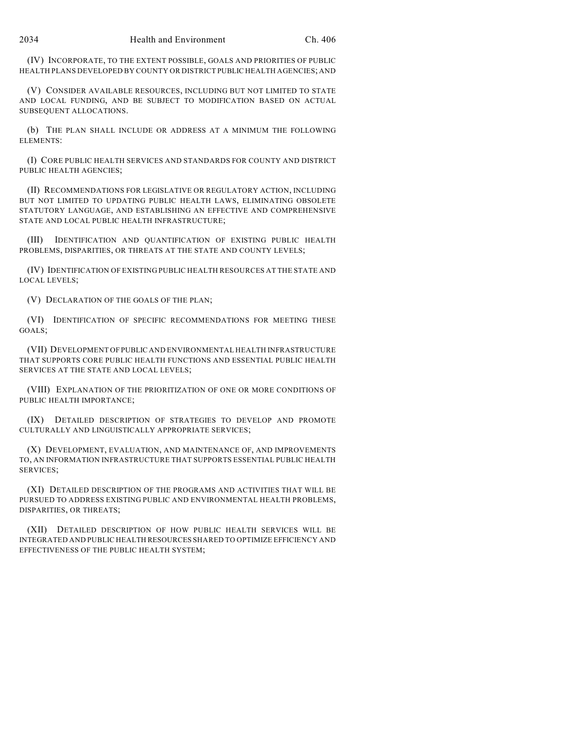(IV) INCORPORATE, TO THE EXTENT POSSIBLE, GOALS AND PRIORITIES OF PUBLIC HEALTH PLANS DEVELOPED BY COUNTY OR DISTRICT PUBLIC HEALTH AGENCIES; AND

(V) CONSIDER AVAILABLE RESOURCES, INCLUDING BUT NOT LIMITED TO STATE AND LOCAL FUNDING, AND BE SUBJECT TO MODIFICATION BASED ON ACTUAL SUBSEQUENT ALLOCATIONS.

(b) THE PLAN SHALL INCLUDE OR ADDRESS AT A MINIMUM THE FOLLOWING ELEMENTS:

(I) CORE PUBLIC HEALTH SERVICES AND STANDARDS FOR COUNTY AND DISTRICT PUBLIC HEALTH AGENCIES;

(II) RECOMMENDATIONS FOR LEGISLATIVE OR REGULATORY ACTION, INCLUDING BUT NOT LIMITED TO UPDATING PUBLIC HEALTH LAWS, ELIMINATING OBSOLETE STATUTORY LANGUAGE, AND ESTABLISHING AN EFFECTIVE AND COMPREHENSIVE STATE AND LOCAL PUBLIC HEALTH INFRASTRUCTURE;

(III) IDENTIFICATION AND QUANTIFICATION OF EXISTING PUBLIC HEALTH PROBLEMS, DISPARITIES, OR THREATS AT THE STATE AND COUNTY LEVELS;

(IV) IDENTIFICATION OF EXISTING PUBLIC HEALTH RESOURCES AT THE STATE AND LOCAL LEVELS;

(V) DECLARATION OF THE GOALS OF THE PLAN;

(VI) IDENTIFICATION OF SPECIFIC RECOMMENDATIONS FOR MEETING THESE GOALS;

(VII) DEVELOPMENT OF PUBLIC AND ENVIRONMENTAL HEALTH INFRASTRUCTURE THAT SUPPORTS CORE PUBLIC HEALTH FUNCTIONS AND ESSENTIAL PUBLIC HEALTH SERVICES AT THE STATE AND LOCAL LEVELS;

(VIII) EXPLANATION OF THE PRIORITIZATION OF ONE OR MORE CONDITIONS OF PUBLIC HEALTH IMPORTANCE;

(IX) DETAILED DESCRIPTION OF STRATEGIES TO DEVELOP AND PROMOTE CULTURALLY AND LINGUISTICALLY APPROPRIATE SERVICES;

(X) DEVELOPMENT, EVALUATION, AND MAINTENANCE OF, AND IMPROVEMENTS TO, AN INFORMATION INFRASTRUCTURE THAT SUPPORTS ESSENTIAL PUBLIC HEALTH SERVICES;

(XI) DETAILED DESCRIPTION OF THE PROGRAMS AND ACTIVITIES THAT WILL BE PURSUED TO ADDRESS EXISTING PUBLIC AND ENVIRONMENTAL HEALTH PROBLEMS, DISPARITIES, OR THREATS;

(XII) DETAILED DESCRIPTION OF HOW PUBLIC HEALTH SERVICES WILL BE INTEGRATED AND PUBLIC HEALTH RESOURCES SHARED TO OPTIMIZE EFFICIENCY AND EFFECTIVENESS OF THE PUBLIC HEALTH SYSTEM;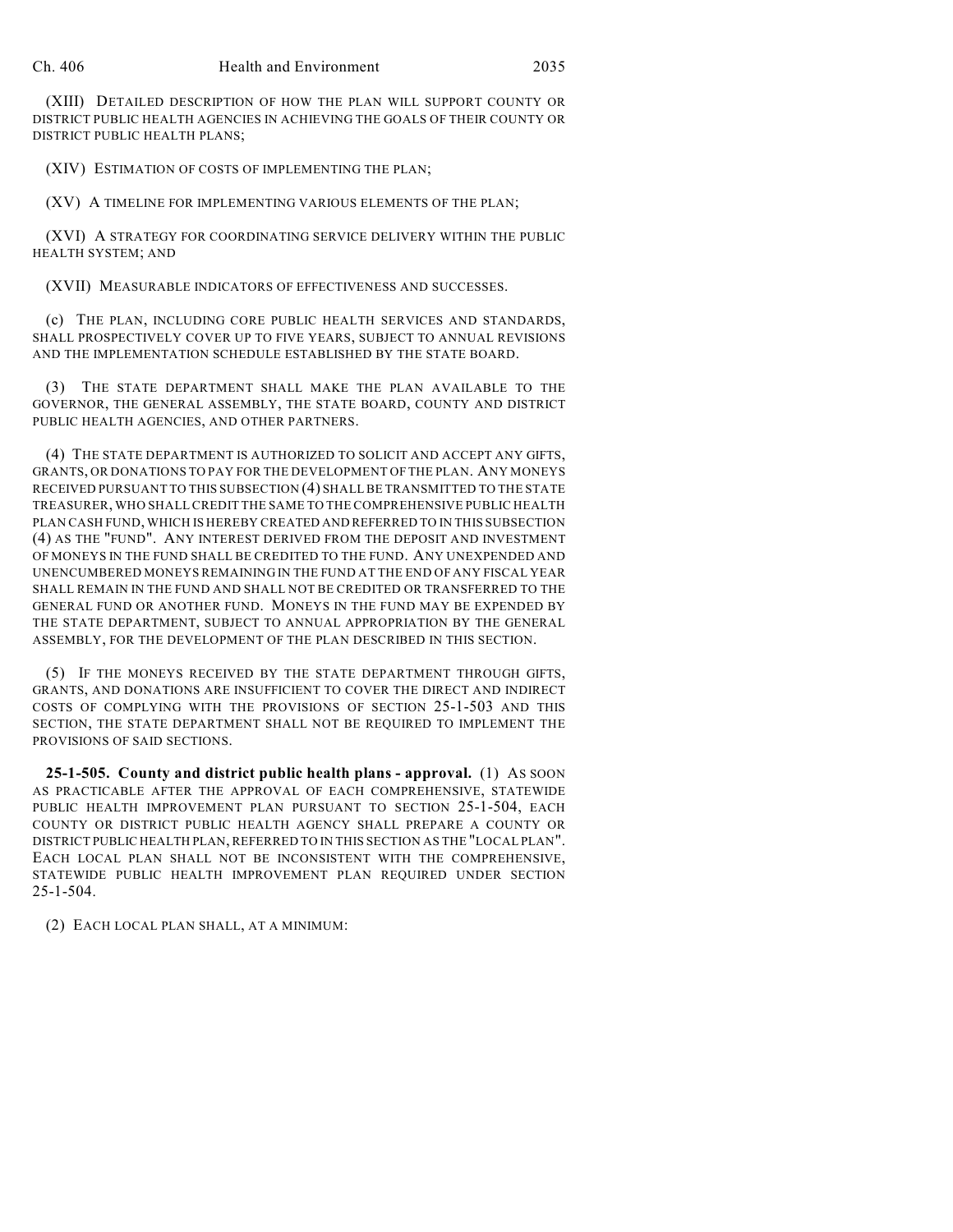(XIII) DETAILED DESCRIPTION OF HOW THE PLAN WILL SUPPORT COUNTY OR DISTRICT PUBLIC HEALTH AGENCIES IN ACHIEVING THE GOALS OF THEIR COUNTY OR DISTRICT PUBLIC HEALTH PLANS;

(XIV) ESTIMATION OF COSTS OF IMPLEMENTING THE PLAN;

(XV) A TIMELINE FOR IMPLEMENTING VARIOUS ELEMENTS OF THE PLAN;

(XVI) A STRATEGY FOR COORDINATING SERVICE DELIVERY WITHIN THE PUBLIC HEALTH SYSTEM; AND

(XVII) MEASURABLE INDICATORS OF EFFECTIVENESS AND SUCCESSES.

(c) THE PLAN, INCLUDING CORE PUBLIC HEALTH SERVICES AND STANDARDS, SHALL PROSPECTIVELY COVER UP TO FIVE YEARS, SUBJECT TO ANNUAL REVISIONS AND THE IMPLEMENTATION SCHEDULE ESTABLISHED BY THE STATE BOARD.

(3) THE STATE DEPARTMENT SHALL MAKE THE PLAN AVAILABLE TO THE GOVERNOR, THE GENERAL ASSEMBLY, THE STATE BOARD, COUNTY AND DISTRICT PUBLIC HEALTH AGENCIES, AND OTHER PARTNERS.

(4) THE STATE DEPARTMENT IS AUTHORIZED TO SOLICIT AND ACCEPT ANY GIFTS, GRANTS, OR DONATIONS TO PAY FOR THE DEVELOPMENT OF THE PLAN. ANY MONEYS RECEIVED PURSUANT TO THIS SUBSECTION (4) SHALL BE TRANSMITTED TO THE STATE TREASURER, WHO SHALL CREDIT THE SAME TO THE COMPREHENSIVE PUBLIC HEALTH PLAN CASH FUND, WHICH IS HEREBY CREATED AND REFERRED TO IN THIS SUBSECTION (4) AS THE "FUND". ANY INTEREST DERIVED FROM THE DEPOSIT AND INVESTMENT OF MONEYS IN THE FUND SHALL BE CREDITED TO THE FUND. ANY UNEXPENDED AND UNENCUMBERED MONEYS REMAINING IN THE FUND AT THE END OF ANY FISCAL YEAR SHALL REMAIN IN THE FUND AND SHALL NOT BE CREDITED OR TRANSFERRED TO THE GENERAL FUND OR ANOTHER FUND. MONEYS IN THE FUND MAY BE EXPENDED BY THE STATE DEPARTMENT, SUBJECT TO ANNUAL APPROPRIATION BY THE GENERAL ASSEMBLY, FOR THE DEVELOPMENT OF THE PLAN DESCRIBED IN THIS SECTION.

(5) IF THE MONEYS RECEIVED BY THE STATE DEPARTMENT THROUGH GIFTS, GRANTS, AND DONATIONS ARE INSUFFICIENT TO COVER THE DIRECT AND INDIRECT COSTS OF COMPLYING WITH THE PROVISIONS OF SECTION 25-1-503 AND THIS SECTION, THE STATE DEPARTMENT SHALL NOT BE REQUIRED TO IMPLEMENT THE PROVISIONS OF SAID SECTIONS.

**25-1-505. County and district public health plans - approval.** (1) AS SOON AS PRACTICABLE AFTER THE APPROVAL OF EACH COMPREHENSIVE, STATEWIDE PUBLIC HEALTH IMPROVEMENT PLAN PURSUANT TO SECTION 25-1-504, EACH COUNTY OR DISTRICT PUBLIC HEALTH AGENCY SHALL PREPARE A COUNTY OR DISTRICT PUBLIC HEALTH PLAN, REFERRED TO IN THIS SECTION AS THE "LOCAL PLAN". EACH LOCAL PLAN SHALL NOT BE INCONSISTENT WITH THE COMPREHENSIVE, STATEWIDE PUBLIC HEALTH IMPROVEMENT PLAN REQUIRED UNDER SECTION 25-1-504.

(2) EACH LOCAL PLAN SHALL, AT A MINIMUM: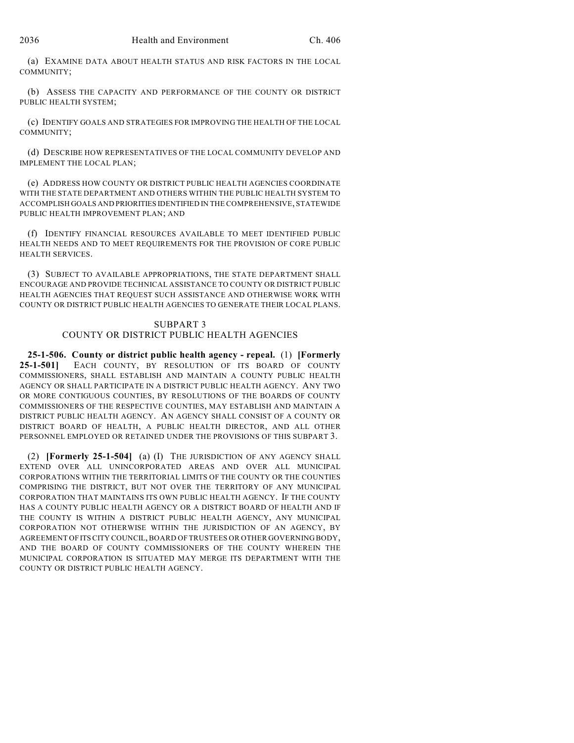(a) EXAMINE DATA ABOUT HEALTH STATUS AND RISK FACTORS IN THE LOCAL COMMUNITY;

(b) ASSESS THE CAPACITY AND PERFORMANCE OF THE COUNTY OR DISTRICT PUBLIC HEALTH SYSTEM;

(c) IDENTIFY GOALS AND STRATEGIES FOR IMPROVING THE HEALTH OF THE LOCAL COMMUNITY;

(d) DESCRIBE HOW REPRESENTATIVES OF THE LOCAL COMMUNITY DEVELOP AND IMPLEMENT THE LOCAL PLAN;

(e) ADDRESS HOW COUNTY OR DISTRICT PUBLIC HEALTH AGENCIES COORDINATE WITH THE STATE DEPARTMENT AND OTHERS WITHIN THE PUBLIC HEALTH SYSTEM TO ACCOMPLISH GOALS AND PRIORITIES IDENTIFIED IN THE COMPREHENSIVE, STATEWIDE PUBLIC HEALTH IMPROVEMENT PLAN; AND

(f) IDENTIFY FINANCIAL RESOURCES AVAILABLE TO MEET IDENTIFIED PUBLIC HEALTH NEEDS AND TO MEET REQUIREMENTS FOR THE PROVISION OF CORE PUBLIC HEALTH SERVICES.

(3) SUBJECT TO AVAILABLE APPROPRIATIONS, THE STATE DEPARTMENT SHALL ENCOURAGE AND PROVIDE TECHNICAL ASSISTANCE TO COUNTY OR DISTRICT PUBLIC HEALTH AGENCIES THAT REQUEST SUCH ASSISTANCE AND OTHERWISE WORK WITH COUNTY OR DISTRICT PUBLIC HEALTH AGENCIES TO GENERATE THEIR LOCAL PLANS.

## SUBPART 3
## COUNTY OR DISTRICT PUBLIC HEALTH AGENCIES

**25-1-506. County or district public health agency - repeal.** (1) **[Formerly 25-1-501]** EACH COUNTY, BY RESOLUTION OF ITS BOARD OF COUNTY COMMISSIONERS, SHALL ESTABLISH AND MAINTAIN A COUNTY PUBLIC HEALTH AGENCY OR SHALL PARTICIPATE IN A DISTRICT PUBLIC HEALTH AGENCY. ANY TWO OR MORE CONTIGUOUS COUNTIES, BY RESOLUTIONS OF THE BOARDS OF COUNTY COMMISSIONERS OF THE RESPECTIVE COUNTIES, MAY ESTABLISH AND MAINTAIN A DISTRICT PUBLIC HEALTH AGENCY. AN AGENCY SHALL CONSIST OF A COUNTY OR DISTRICT BOARD OF HEALTH, A PUBLIC HEALTH DIRECTOR, AND ALL OTHER PERSONNEL EMPLOYED OR RETAINED UNDER THE PROVISIONS OF THIS SUBPART 3.

(2) **[Formerly 25-1-504]** (a) (I) THE JURISDICTION OF ANY AGENCY SHALL EXTEND OVER ALL UNINCORPORATED AREAS AND OVER ALL MUNICIPAL CORPORATIONS WITHIN THE TERRITORIAL LIMITS OF THE COUNTY OR THE COUNTIES COMPRISING THE DISTRICT, BUT NOT OVER THE TERRITORY OF ANY MUNICIPAL CORPORATION THAT MAINTAINS ITS OWN PUBLIC HEALTH AGENCY. IF THE COUNTY HAS A COUNTY PUBLIC HEALTH AGENCY OR A DISTRICT BOARD OF HEALTH AND IF THE COUNTY IS WITHIN A DISTRICT PUBLIC HEALTH AGENCY, ANY MUNICIPAL CORPORATION NOT OTHERWISE WITHIN THE JURISDICTION OF AN AGENCY, BY AGREEMENT OF ITS CITY COUNCIL, BOARD OF TRUSTEES OR OTHER GOVERNING BODY, AND THE BOARD OF COUNTY COMMISSIONERS OF THE COUNTY WHEREIN THE MUNICIPAL CORPORATION IS SITUATED MAY MERGE ITS DEPARTMENT WITH THE COUNTY OR DISTRICT PUBLIC HEALTH AGENCY.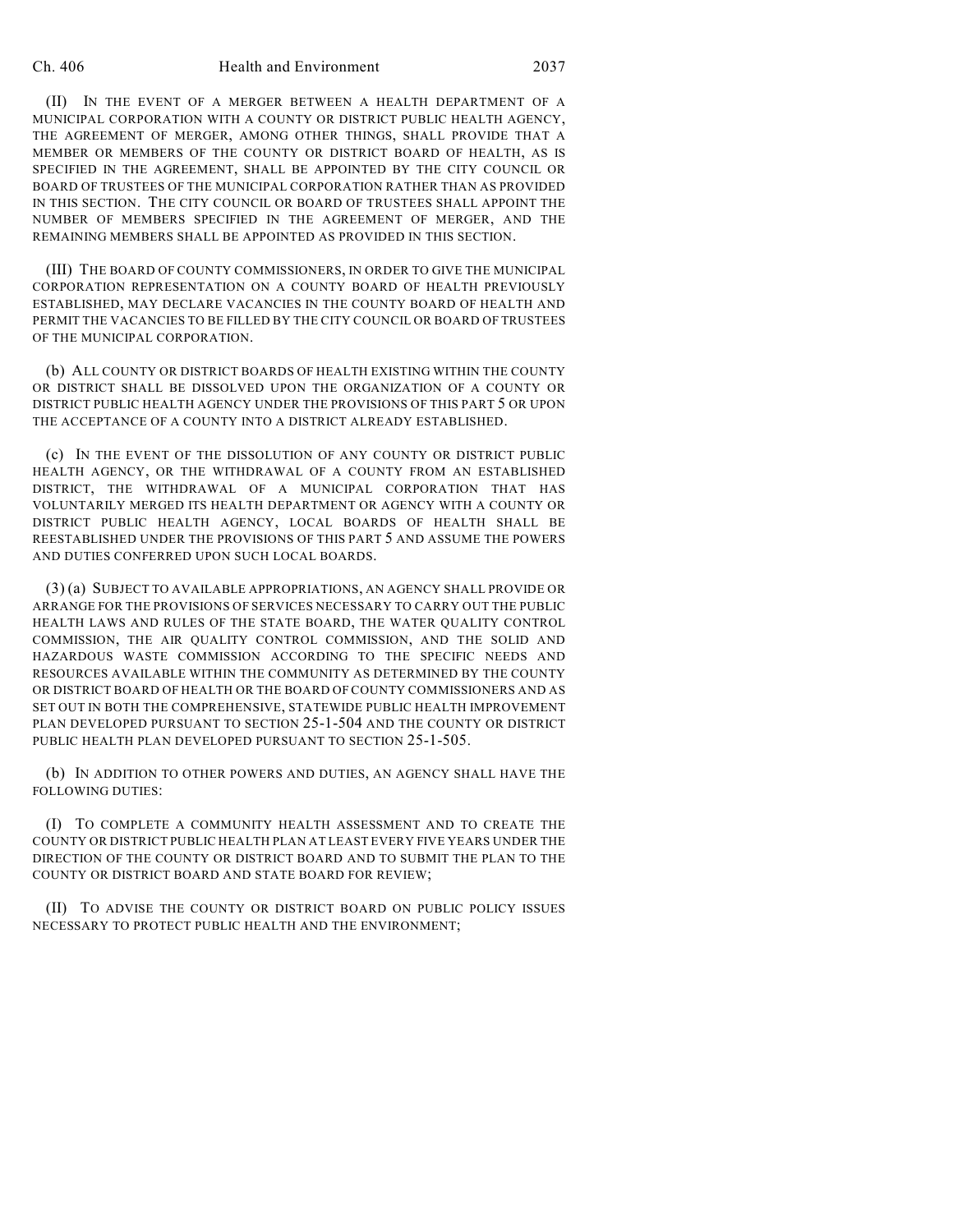(II) IN THE EVENT OF A MERGER BETWEEN A HEALTH DEPARTMENT OF A MUNICIPAL CORPORATION WITH A COUNTY OR DISTRICT PUBLIC HEALTH AGENCY, THE AGREEMENT OF MERGER, AMONG OTHER THINGS, SHALL PROVIDE THAT A MEMBER OR MEMBERS OF THE COUNTY OR DISTRICT BOARD OF HEALTH, AS IS SPECIFIED IN THE AGREEMENT, SHALL BE APPOINTED BY THE CITY COUNCIL OR BOARD OF TRUSTEES OF THE MUNICIPAL CORPORATION RATHER THAN AS PROVIDED IN THIS SECTION. THE CITY COUNCIL OR BOARD OF TRUSTEES SHALL APPOINT THE NUMBER OF MEMBERS SPECIFIED IN THE AGREEMENT OF MERGER, AND THE REMAINING MEMBERS SHALL BE APPOINTED AS PROVIDED IN THIS SECTION.

(III) THE BOARD OF COUNTY COMMISSIONERS, IN ORDER TO GIVE THE MUNICIPAL CORPORATION REPRESENTATION ON A COUNTY BOARD OF HEALTH PREVIOUSLY ESTABLISHED, MAY DECLARE VACANCIES IN THE COUNTY BOARD OF HEALTH AND PERMIT THE VACANCIES TO BE FILLED BY THE CITY COUNCIL OR BOARD OF TRUSTEES OF THE MUNICIPAL CORPORATION.

(b) ALL COUNTY OR DISTRICT BOARDS OF HEALTH EXISTING WITHIN THE COUNTY OR DISTRICT SHALL BE DISSOLVED UPON THE ORGANIZATION OF A COUNTY OR DISTRICT PUBLIC HEALTH AGENCY UNDER THE PROVISIONS OF THIS PART 5 OR UPON THE ACCEPTANCE OF A COUNTY INTO A DISTRICT ALREADY ESTABLISHED.

(c) IN THE EVENT OF THE DISSOLUTION OF ANY COUNTY OR DISTRICT PUBLIC HEALTH AGENCY, OR THE WITHDRAWAL OF A COUNTY FROM AN ESTABLISHED DISTRICT, THE WITHDRAWAL OF A MUNICIPAL CORPORATION THAT HAS VOLUNTARILY MERGED ITS HEALTH DEPARTMENT OR AGENCY WITH A COUNTY OR DISTRICT PUBLIC HEALTH AGENCY, LOCAL BOARDS OF HEALTH SHALL BE REESTABLISHED UNDER THE PROVISIONS OF THIS PART 5 AND ASSUME THE POWERS AND DUTIES CONFERRED UPON SUCH LOCAL BOARDS.

(3) (a) SUBJECT TO AVAILABLE APPROPRIATIONS, AN AGENCY SHALL PROVIDE OR ARRANGE FOR THE PROVISIONS OF SERVICES NECESSARY TO CARRY OUT THE PUBLIC HEALTH LAWS AND RULES OF THE STATE BOARD, THE WATER QUALITY CONTROL COMMISSION, THE AIR QUALITY CONTROL COMMISSION, AND THE SOLID AND HAZARDOUS WASTE COMMISSION ACCORDING TO THE SPECIFIC NEEDS AND RESOURCES AVAILABLE WITHIN THE COMMUNITY AS DETERMINED BY THE COUNTY OR DISTRICT BOARD OF HEALTH OR THE BOARD OF COUNTY COMMISSIONERS AND AS SET OUT IN BOTH THE COMPREHENSIVE, STATEWIDE PUBLIC HEALTH IMPROVEMENT PLAN DEVELOPED PURSUANT TO SECTION 25-1-504 AND THE COUNTY OR DISTRICT PUBLIC HEALTH PLAN DEVELOPED PURSUANT TO SECTION 25-1-505.

(b) IN ADDITION TO OTHER POWERS AND DUTIES, AN AGENCY SHALL HAVE THE FOLLOWING DUTIES:

(I) TO COMPLETE A COMMUNITY HEALTH ASSESSMENT AND TO CREATE THE COUNTY OR DISTRICT PUBLIC HEALTH PLAN AT LEAST EVERY FIVE YEARS UNDER THE DIRECTION OF THE COUNTY OR DISTRICT BOARD AND TO SUBMIT THE PLAN TO THE COUNTY OR DISTRICT BOARD AND STATE BOARD FOR REVIEW;

(II) TO ADVISE THE COUNTY OR DISTRICT BOARD ON PUBLIC POLICY ISSUES NECESSARY TO PROTECT PUBLIC HEALTH AND THE ENVIRONMENT;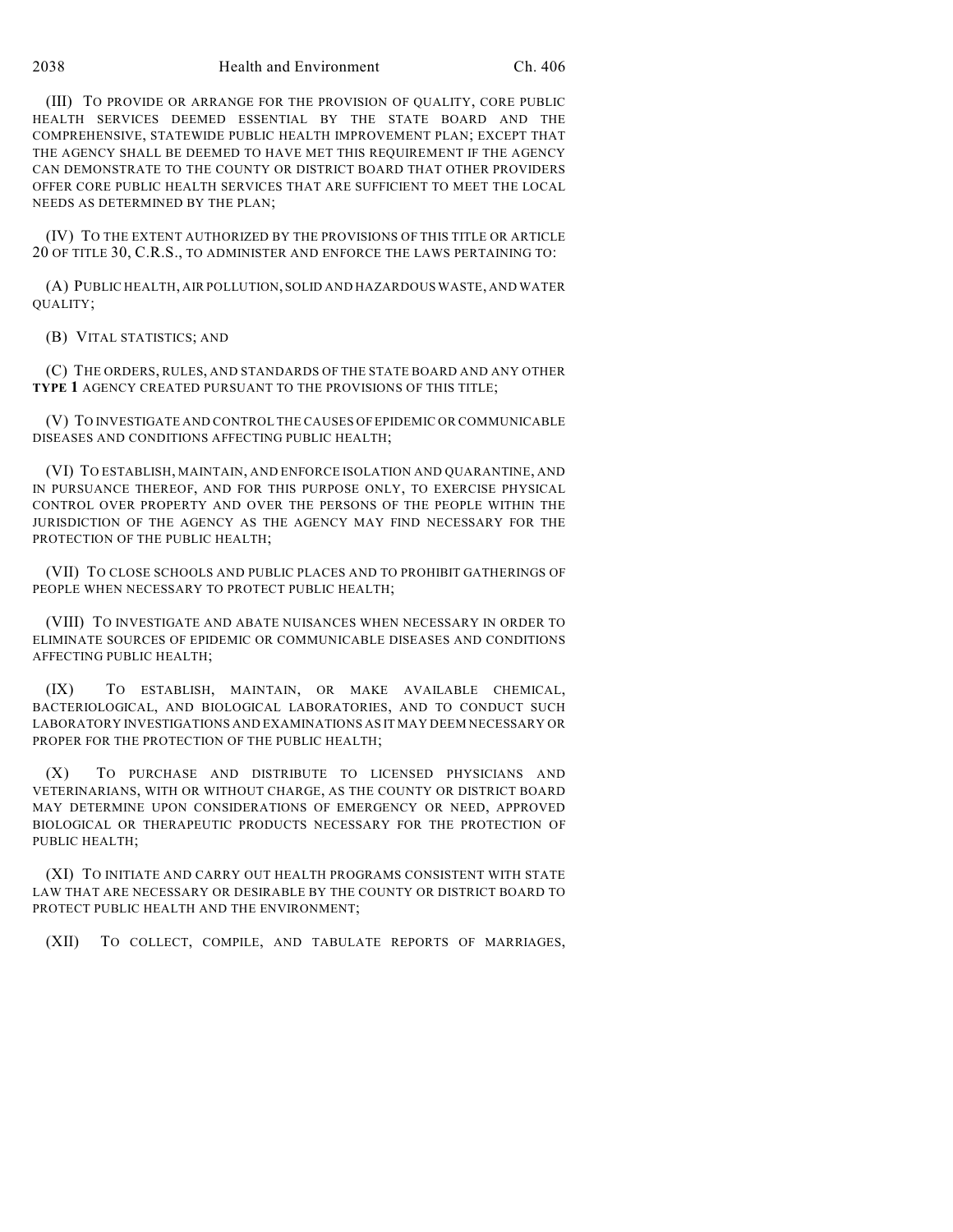(III) TO PROVIDE OR ARRANGE FOR THE PROVISION OF QUALITY, CORE PUBLIC HEALTH SERVICES DEEMED ESSENTIAL BY THE STATE BOARD AND THE COMPREHENSIVE, STATEWIDE PUBLIC HEALTH IMPROVEMENT PLAN; EXCEPT THAT THE AGENCY SHALL BE DEEMED TO HAVE MET THIS REQUIREMENT IF THE AGENCY CAN DEMONSTRATE TO THE COUNTY OR DISTRICT BOARD THAT OTHER PROVIDERS OFFER CORE PUBLIC HEALTH SERVICES THAT ARE SUFFICIENT TO MEET THE LOCAL NEEDS AS DETERMINED BY THE PLAN;

(IV) TO THE EXTENT AUTHORIZED BY THE PROVISIONS OF THIS TITLE OR ARTICLE 20 OF TITLE 30, C.R.S., TO ADMINISTER AND ENFORCE THE LAWS PERTAINING TO:

(A) PUBLIC HEALTH, AIR POLLUTION, SOLID AND HAZARDOUS WASTE, AND WATER QUALITY;

(B) VITAL STATISTICS; AND

(C) THE ORDERS, RULES, AND STANDARDS OF THE STATE BOARD AND ANY OTHER **TYPE 1** AGENCY CREATED PURSUANT TO THE PROVISIONS OF THIS TITLE;

(V) TO INVESTIGATE AND CONTROL THE CAUSES OF EPIDEMIC OR COMMUNICABLE DISEASES AND CONDITIONS AFFECTING PUBLIC HEALTH;

(VI) TO ESTABLISH, MAINTAIN, AND ENFORCE ISOLATION AND QUARANTINE, AND IN PURSUANCE THEREOF, AND FOR THIS PURPOSE ONLY, TO EXERCISE PHYSICAL CONTROL OVER PROPERTY AND OVER THE PERSONS OF THE PEOPLE WITHIN THE JURISDICTION OF THE AGENCY AS THE AGENCY MAY FIND NECESSARY FOR THE PROTECTION OF THE PUBLIC HEALTH;

(VII) TO CLOSE SCHOOLS AND PUBLIC PLACES AND TO PROHIBIT GATHERINGS OF PEOPLE WHEN NECESSARY TO PROTECT PUBLIC HEALTH;

(VIII) TO INVESTIGATE AND ABATE NUISANCES WHEN NECESSARY IN ORDER TO ELIMINATE SOURCES OF EPIDEMIC OR COMMUNICABLE DISEASES AND CONDITIONS AFFECTING PUBLIC HEALTH;

(IX) TO ESTABLISH, MAINTAIN, OR MAKE AVAILABLE CHEMICAL, BACTERIOLOGICAL, AND BIOLOGICAL LABORATORIES, AND TO CONDUCT SUCH LABORATORY INVESTIGATIONS AND EXAMINATIONS AS IT MAY DEEM NECESSARY OR PROPER FOR THE PROTECTION OF THE PUBLIC HEALTH;

(X) TO PURCHASE AND DISTRIBUTE TO LICENSED PHYSICIANS AND VETERINARIANS, WITH OR WITHOUT CHARGE, AS THE COUNTY OR DISTRICT BOARD MAY DETERMINE UPON CONSIDERATIONS OF EMERGENCY OR NEED, APPROVED BIOLOGICAL OR THERAPEUTIC PRODUCTS NECESSARY FOR THE PROTECTION OF PUBLIC HEALTH;

(XI) TO INITIATE AND CARRY OUT HEALTH PROGRAMS CONSISTENT WITH STATE LAW THAT ARE NECESSARY OR DESIRABLE BY THE COUNTY OR DISTRICT BOARD TO PROTECT PUBLIC HEALTH AND THE ENVIRONMENT;

(XII) TO COLLECT, COMPILE, AND TABULATE REPORTS OF MARRIAGES,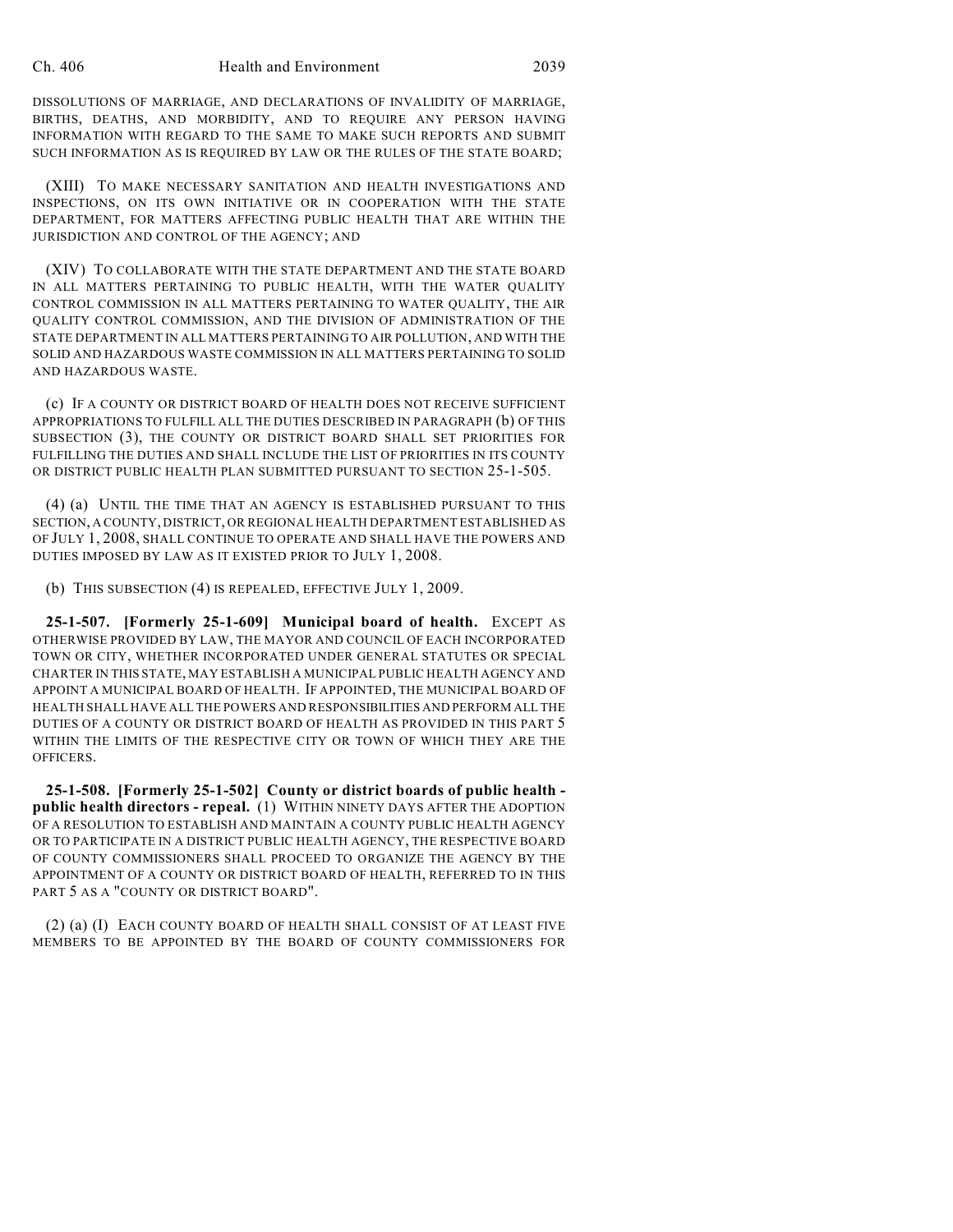DISSOLUTIONS OF MARRIAGE, AND DECLARATIONS OF INVALIDITY OF MARRIAGE, BIRTHS, DEATHS, AND MORBIDITY, AND TO REQUIRE ANY PERSON HAVING INFORMATION WITH REGARD TO THE SAME TO MAKE SUCH REPORTS AND SUBMIT SUCH INFORMATION AS IS REQUIRED BY LAW OR THE RULES OF THE STATE BOARD;

(XIII) TO MAKE NECESSARY SANITATION AND HEALTH INVESTIGATIONS AND INSPECTIONS, ON ITS OWN INITIATIVE OR IN COOPERATION WITH THE STATE DEPARTMENT, FOR MATTERS AFFECTING PUBLIC HEALTH THAT ARE WITHIN THE JURISDICTION AND CONTROL OF THE AGENCY; AND

(XIV) TO COLLABORATE WITH THE STATE DEPARTMENT AND THE STATE BOARD IN ALL MATTERS PERTAINING TO PUBLIC HEALTH, WITH THE WATER QUALITY CONTROL COMMISSION IN ALL MATTERS PERTAINING TO WATER QUALITY, THE AIR QUALITY CONTROL COMMISSION, AND THE DIVISION OF ADMINISTRATION OF THE STATE DEPARTMENT IN ALL MATTERS PERTAINING TO AIR POLLUTION, AND WITH THE SOLID AND HAZARDOUS WASTE COMMISSION IN ALL MATTERS PERTAINING TO SOLID AND HAZARDOUS WASTE.

(c) IF A COUNTY OR DISTRICT BOARD OF HEALTH DOES NOT RECEIVE SUFFICIENT APPROPRIATIONS TO FULFILL ALL THE DUTIES DESCRIBED IN PARAGRAPH (b) OF THIS SUBSECTION (3), THE COUNTY OR DISTRICT BOARD SHALL SET PRIORITIES FOR FULFILLING THE DUTIES AND SHALL INCLUDE THE LIST OF PRIORITIES IN ITS COUNTY OR DISTRICT PUBLIC HEALTH PLAN SUBMITTED PURSUANT TO SECTION 25-1-505.

(4) (a) UNTIL THE TIME THAT AN AGENCY IS ESTABLISHED PURSUANT TO THIS SECTION, A COUNTY, DISTRICT, OR REGIONAL HEALTH DEPARTMENT ESTABLISHED AS OF JULY 1, 2008, SHALL CONTINUE TO OPERATE AND SHALL HAVE THE POWERS AND DUTIES IMPOSED BY LAW AS IT EXISTED PRIOR TO JULY 1, 2008.

(b) THIS SUBSECTION (4) IS REPEALED, EFFECTIVE JULY 1, 2009.

**25-1-507. [Formerly 25-1-609] Municipal board of health.** EXCEPT AS OTHERWISE PROVIDED BY LAW, THE MAYOR AND COUNCIL OF EACH INCORPORATED TOWN OR CITY, WHETHER INCORPORATED UNDER GENERAL STATUTES OR SPECIAL CHARTER IN THIS STATE, MAY ESTABLISH A MUNICIPAL PUBLIC HEALTH AGENCY AND APPOINT A MUNICIPAL BOARD OF HEALTH. IF APPOINTED, THE MUNICIPAL BOARD OF HEALTH SHALL HAVE ALL THE POWERS AND RESPONSIBILITIES AND PERFORM ALL THE DUTIES OF A COUNTY OR DISTRICT BOARD OF HEALTH AS PROVIDED IN THIS PART 5 WITHIN THE LIMITS OF THE RESPECTIVE CITY OR TOWN OF WHICH THEY ARE THE OFFICERS.

**25-1-508. [Formerly 25-1-502] County or district boards of public health - public health directors - repeal.** (1) WITHIN NINETY DAYS AFTER THE ADOPTION OF A RESOLUTION TO ESTABLISH AND MAINTAIN A COUNTY PUBLIC HEALTH AGENCY OR TO PARTICIPATE IN A DISTRICT PUBLIC HEALTH AGENCY, THE RESPECTIVE BOARD OF COUNTY COMMISSIONERS SHALL PROCEED TO ORGANIZE THE AGENCY BY THE APPOINTMENT OF A COUNTY OR DISTRICT BOARD OF HEALTH, REFERRED TO IN THIS PART 5 AS A "COUNTY OR DISTRICT BOARD".

(2) (a) (I) EACH COUNTY BOARD OF HEALTH SHALL CONSIST OF AT LEAST FIVE MEMBERS TO BE APPOINTED BY THE BOARD OF COUNTY COMMISSIONERS FOR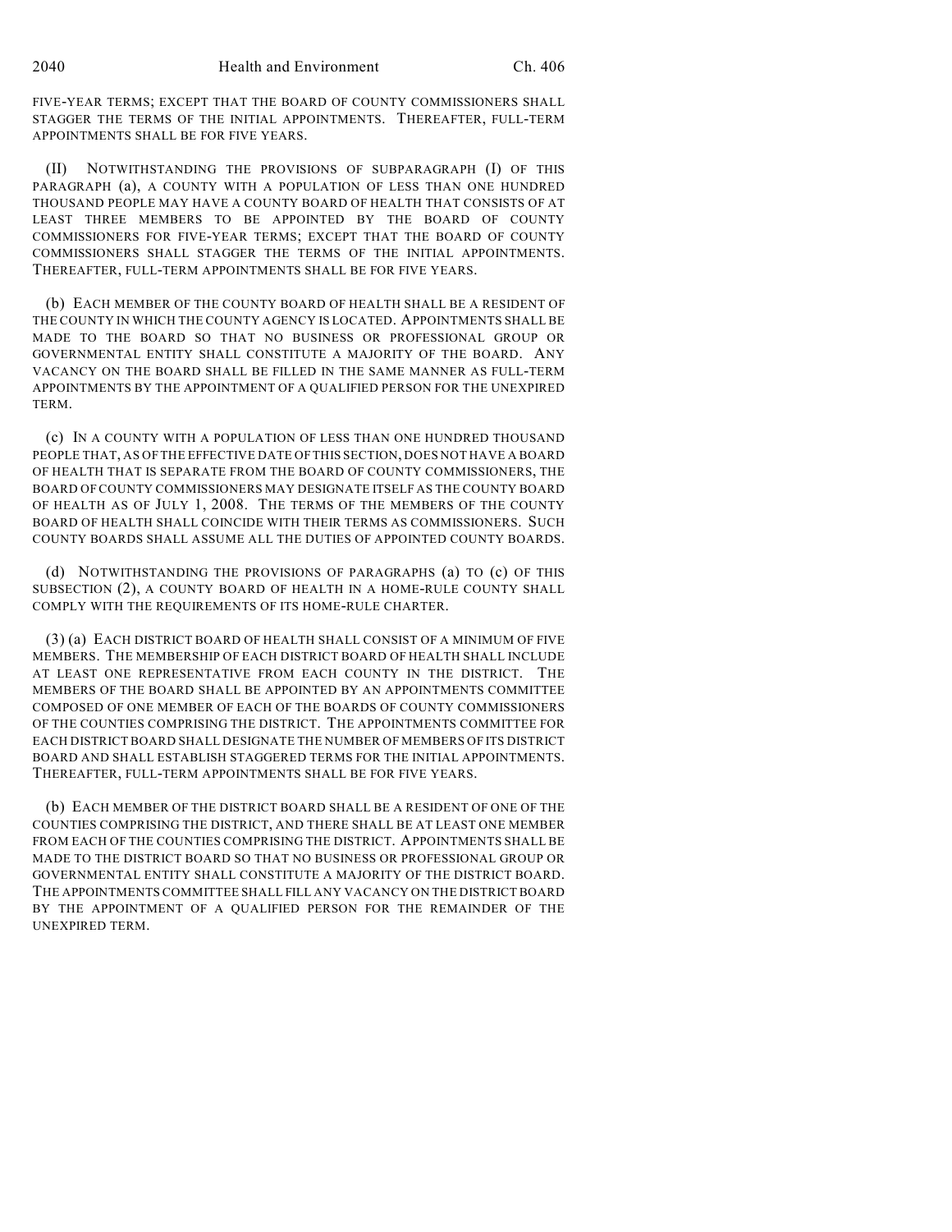FIVE-YEAR TERMS; EXCEPT THAT THE BOARD OF COUNTY COMMISSIONERS SHALL STAGGER THE TERMS OF THE INITIAL APPOINTMENTS. THEREAFTER, FULL-TERM APPOINTMENTS SHALL BE FOR FIVE YEARS.

(II) NOTWITHSTANDING THE PROVISIONS OF SUBPARAGRAPH (I) OF THIS PARAGRAPH (a), A COUNTY WITH A POPULATION OF LESS THAN ONE HUNDRED THOUSAND PEOPLE MAY HAVE A COUNTY BOARD OF HEALTH THAT CONSISTS OF AT LEAST THREE MEMBERS TO BE APPOINTED BY THE BOARD OF COUNTY COMMISSIONERS FOR FIVE-YEAR TERMS; EXCEPT THAT THE BOARD OF COUNTY COMMISSIONERS SHALL STAGGER THE TERMS OF THE INITIAL APPOINTMENTS. THEREAFTER, FULL-TERM APPOINTMENTS SHALL BE FOR FIVE YEARS.

(b) EACH MEMBER OF THE COUNTY BOARD OF HEALTH SHALL BE A RESIDENT OF THE COUNTY IN WHICH THE COUNTY AGENCY IS LOCATED. APPOINTMENTS SHALL BE MADE TO THE BOARD SO THAT NO BUSINESS OR PROFESSIONAL GROUP OR GOVERNMENTAL ENTITY SHALL CONSTITUTE A MAJORITY OF THE BOARD. ANY VACANCY ON THE BOARD SHALL BE FILLED IN THE SAME MANNER AS FULL-TERM APPOINTMENTS BY THE APPOINTMENT OF A QUALIFIED PERSON FOR THE UNEXPIRED TERM.

(c) IN A COUNTY WITH A POPULATION OF LESS THAN ONE HUNDRED THOUSAND PEOPLE THAT, AS OF THE EFFECTIVE DATE OF THIS SECTION, DOES NOT HAVE A BOARD OF HEALTH THAT IS SEPARATE FROM THE BOARD OF COUNTY COMMISSIONERS, THE BOARD OF COUNTY COMMISSIONERS MAY DESIGNATE ITSELF AS THE COUNTY BOARD OF HEALTH AS OF JULY 1, 2008. THE TERMS OF THE MEMBERS OF THE COUNTY BOARD OF HEALTH SHALL COINCIDE WITH THEIR TERMS AS COMMISSIONERS. SUCH COUNTY BOARDS SHALL ASSUME ALL THE DUTIES OF APPOINTED COUNTY BOARDS.

(d) NOTWITHSTANDING THE PROVISIONS OF PARAGRAPHS (a) TO (c) OF THIS SUBSECTION (2), A COUNTY BOARD OF HEALTH IN A HOME-RULE COUNTY SHALL COMPLY WITH THE REQUIREMENTS OF ITS HOME-RULE CHARTER.

(3) (a) EACH DISTRICT BOARD OF HEALTH SHALL CONSIST OF A MINIMUM OF FIVE MEMBERS. THE MEMBERSHIP OF EACH DISTRICT BOARD OF HEALTH SHALL INCLUDE AT LEAST ONE REPRESENTATIVE FROM EACH COUNTY IN THE DISTRICT. THE MEMBERS OF THE BOARD SHALL BE APPOINTED BY AN APPOINTMENTS COMMITTEE COMPOSED OF ONE MEMBER OF EACH OF THE BOARDS OF COUNTY COMMISSIONERS OF THE COUNTIES COMPRISING THE DISTRICT. THE APPOINTMENTS COMMITTEE FOR EACH DISTRICT BOARD SHALL DESIGNATE THE NUMBER OF MEMBERS OF ITS DISTRICT BOARD AND SHALL ESTABLISH STAGGERED TERMS FOR THE INITIAL APPOINTMENTS. THEREAFTER, FULL-TERM APPOINTMENTS SHALL BE FOR FIVE YEARS.

(b) EACH MEMBER OF THE DISTRICT BOARD SHALL BE A RESIDENT OF ONE OF THE COUNTIES COMPRISING THE DISTRICT, AND THERE SHALL BE AT LEAST ONE MEMBER FROM EACH OF THE COUNTIES COMPRISING THE DISTRICT. APPOINTMENTS SHALL BE MADE TO THE DISTRICT BOARD SO THAT NO BUSINESS OR PROFESSIONAL GROUP OR GOVERNMENTAL ENTITY SHALL CONSTITUTE A MAJORITY OF THE DISTRICT BOARD. THE APPOINTMENTS COMMITTEE SHALL FILL ANY VACANCY ON THE DISTRICT BOARD BY THE APPOINTMENT OF A QUALIFIED PERSON FOR THE REMAINDER OF THE UNEXPIRED TERM.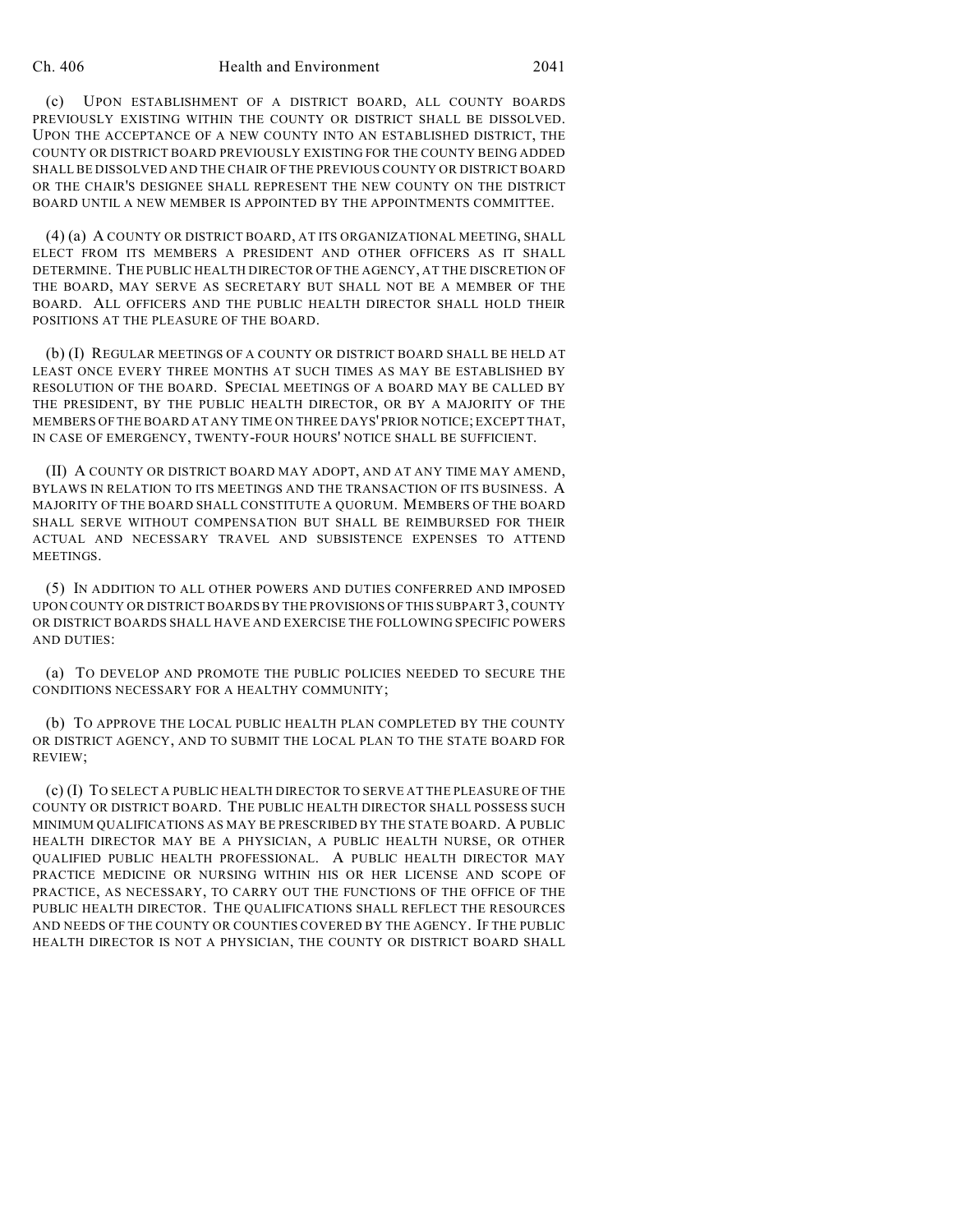(c) UPON ESTABLISHMENT OF A DISTRICT BOARD, ALL COUNTY BOARDS PREVIOUSLY EXISTING WITHIN THE COUNTY OR DISTRICT SHALL BE DISSOLVED. UPON THE ACCEPTANCE OF A NEW COUNTY INTO AN ESTABLISHED DISTRICT, THE COUNTY OR DISTRICT BOARD PREVIOUSLY EXISTING FOR THE COUNTY BEING ADDED SHALL BE DISSOLVED AND THE CHAIR OF THE PREVIOUS COUNTY OR DISTRICT BOARD OR THE CHAIR'S DESIGNEE SHALL REPRESENT THE NEW COUNTY ON THE DISTRICT BOARD UNTIL A NEW MEMBER IS APPOINTED BY THE APPOINTMENTS COMMITTEE.

(4) (a) A COUNTY OR DISTRICT BOARD, AT ITS ORGANIZATIONAL MEETING, SHALL ELECT FROM ITS MEMBERS A PRESIDENT AND OTHER OFFICERS AS IT SHALL DETERMINE. THE PUBLIC HEALTH DIRECTOR OF THE AGENCY, AT THE DISCRETION OF THE BOARD, MAY SERVE AS SECRETARY BUT SHALL NOT BE A MEMBER OF THE BOARD. ALL OFFICERS AND THE PUBLIC HEALTH DIRECTOR SHALL HOLD THEIR POSITIONS AT THE PLEASURE OF THE BOARD.

(b) (I) REGULAR MEETINGS OF A COUNTY OR DISTRICT BOARD SHALL BE HELD AT LEAST ONCE EVERY THREE MONTHS AT SUCH TIMES AS MAY BE ESTABLISHED BY RESOLUTION OF THE BOARD. SPECIAL MEETINGS OF A BOARD MAY BE CALLED BY THE PRESIDENT, BY THE PUBLIC HEALTH DIRECTOR, OR BY A MAJORITY OF THE MEMBERS OF THE BOARD AT ANY TIME ON THREE DAYS' PRIOR NOTICE; EXCEPT THAT, IN CASE OF EMERGENCY, TWENTY-FOUR HOURS' NOTICE SHALL BE SUFFICIENT.

(II) A COUNTY OR DISTRICT BOARD MAY ADOPT, AND AT ANY TIME MAY AMEND, BYLAWS IN RELATION TO ITS MEETINGS AND THE TRANSACTION OF ITS BUSINESS. A MAJORITY OF THE BOARD SHALL CONSTITUTE A QUORUM. MEMBERS OF THE BOARD SHALL SERVE WITHOUT COMPENSATION BUT SHALL BE REIMBURSED FOR THEIR ACTUAL AND NECESSARY TRAVEL AND SUBSISTENCE EXPENSES TO ATTEND MEETINGS.

(5) IN ADDITION TO ALL OTHER POWERS AND DUTIES CONFERRED AND IMPOSED UPON COUNTY OR DISTRICT BOARDS BY THE PROVISIONS OF THIS SUBPART 3, COUNTY OR DISTRICT BOARDS SHALL HAVE AND EXERCISE THE FOLLOWING SPECIFIC POWERS AND DUTIES:

(a) TO DEVELOP AND PROMOTE THE PUBLIC POLICIES NEEDED TO SECURE THE CONDITIONS NECESSARY FOR A HEALTHY COMMUNITY;

(b) TO APPROVE THE LOCAL PUBLIC HEALTH PLAN COMPLETED BY THE COUNTY OR DISTRICT AGENCY, AND TO SUBMIT THE LOCAL PLAN TO THE STATE BOARD FOR REVIEW;

(c) (I) TO SELECT A PUBLIC HEALTH DIRECTOR TO SERVE AT THE PLEASURE OF THE COUNTY OR DISTRICT BOARD. THE PUBLIC HEALTH DIRECTOR SHALL POSSESS SUCH MINIMUM QUALIFICATIONS AS MAY BE PRESCRIBED BY THE STATE BOARD. A PUBLIC HEALTH DIRECTOR MAY BE A PHYSICIAN, A PUBLIC HEALTH NURSE, OR OTHER QUALIFIED PUBLIC HEALTH PROFESSIONAL. A PUBLIC HEALTH DIRECTOR MAY PRACTICE MEDICINE OR NURSING WITHIN HIS OR HER LICENSE AND SCOPE OF PRACTICE, AS NECESSARY, TO CARRY OUT THE FUNCTIONS OF THE OFFICE OF THE PUBLIC HEALTH DIRECTOR. THE QUALIFICATIONS SHALL REFLECT THE RESOURCES AND NEEDS OF THE COUNTY OR COUNTIES COVERED BY THE AGENCY. IF THE PUBLIC HEALTH DIRECTOR IS NOT A PHYSICIAN, THE COUNTY OR DISTRICT BOARD SHALL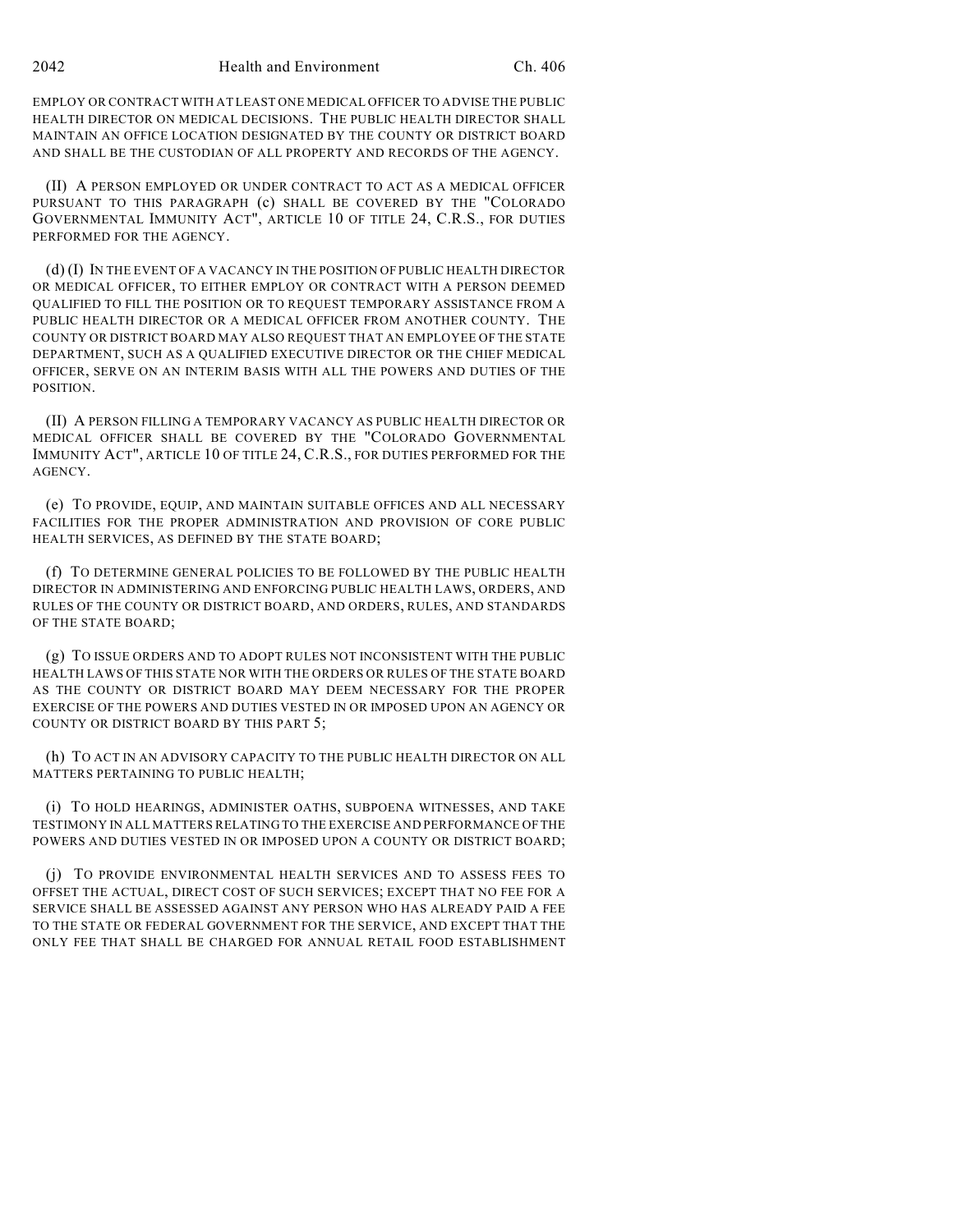EMPLOY OR CONTRACT WITH AT LEAST ONE MEDICAL OFFICER TO ADVISE THE PUBLIC HEALTH DIRECTOR ON MEDICAL DECISIONS. THE PUBLIC HEALTH DIRECTOR SHALL MAINTAIN AN OFFICE LOCATION DESIGNATED BY THE COUNTY OR DISTRICT BOARD AND SHALL BE THE CUSTODIAN OF ALL PROPERTY AND RECORDS OF THE AGENCY.

(II) A PERSON EMPLOYED OR UNDER CONTRACT TO ACT AS A MEDICAL OFFICER PURSUANT TO THIS PARAGRAPH (c) SHALL BE COVERED BY THE "COLORADO GOVERNMENTAL IMMUNITY ACT", ARTICLE 10 OF TITLE 24, C.R.S., FOR DUTIES PERFORMED FOR THE AGENCY.

(d) (I) IN THE EVENT OF A VACANCY IN THE POSITION OF PUBLIC HEALTH DIRECTOR OR MEDICAL OFFICER, TO EITHER EMPLOY OR CONTRACT WITH A PERSON DEEMED QUALIFIED TO FILL THE POSITION OR TO REQUEST TEMPORARY ASSISTANCE FROM A PUBLIC HEALTH DIRECTOR OR A MEDICAL OFFICER FROM ANOTHER COUNTY. THE COUNTY OR DISTRICT BOARD MAY ALSO REQUEST THAT AN EMPLOYEE OF THE STATE DEPARTMENT, SUCH AS A QUALIFIED EXECUTIVE DIRECTOR OR THE CHIEF MEDICAL OFFICER, SERVE ON AN INTERIM BASIS WITH ALL THE POWERS AND DUTIES OF THE POSITION.

(II) A PERSON FILLING A TEMPORARY VACANCY AS PUBLIC HEALTH DIRECTOR OR MEDICAL OFFICER SHALL BE COVERED BY THE "COLORADO GOVERNMENTAL IMMUNITY ACT", ARTICLE 10 OF TITLE 24, C.R.S., FOR DUTIES PERFORMED FOR THE AGENCY.

(e) TO PROVIDE, EQUIP, AND MAINTAIN SUITABLE OFFICES AND ALL NECESSARY FACILITIES FOR THE PROPER ADMINISTRATION AND PROVISION OF CORE PUBLIC HEALTH SERVICES, AS DEFINED BY THE STATE BOARD;

(f) TO DETERMINE GENERAL POLICIES TO BE FOLLOWED BY THE PUBLIC HEALTH DIRECTOR IN ADMINISTERING AND ENFORCING PUBLIC HEALTH LAWS, ORDERS, AND RULES OF THE COUNTY OR DISTRICT BOARD, AND ORDERS, RULES, AND STANDARDS OF THE STATE BOARD;

(g) TO ISSUE ORDERS AND TO ADOPT RULES NOT INCONSISTENT WITH THE PUBLIC HEALTH LAWS OF THIS STATE NOR WITH THE ORDERS OR RULES OF THE STATE BOARD AS THE COUNTY OR DISTRICT BOARD MAY DEEM NECESSARY FOR THE PROPER EXERCISE OF THE POWERS AND DUTIES VESTED IN OR IMPOSED UPON AN AGENCY OR COUNTY OR DISTRICT BOARD BY THIS PART 5;

(h) TO ACT IN AN ADVISORY CAPACITY TO THE PUBLIC HEALTH DIRECTOR ON ALL MATTERS PERTAINING TO PUBLIC HEALTH;

(i) TO HOLD HEARINGS, ADMINISTER OATHS, SUBPOENA WITNESSES, AND TAKE TESTIMONY IN ALL MATTERS RELATING TO THE EXERCISE AND PERFORMANCE OF THE POWERS AND DUTIES VESTED IN OR IMPOSED UPON A COUNTY OR DISTRICT BOARD;

(j) TO PROVIDE ENVIRONMENTAL HEALTH SERVICES AND TO ASSESS FEES TO OFFSET THE ACTUAL, DIRECT COST OF SUCH SERVICES; EXCEPT THAT NO FEE FOR A SERVICE SHALL BE ASSESSED AGAINST ANY PERSON WHO HAS ALREADY PAID A FEE TO THE STATE OR FEDERAL GOVERNMENT FOR THE SERVICE, AND EXCEPT THAT THE ONLY FEE THAT SHALL BE CHARGED FOR ANNUAL RETAIL FOOD ESTABLISHMENT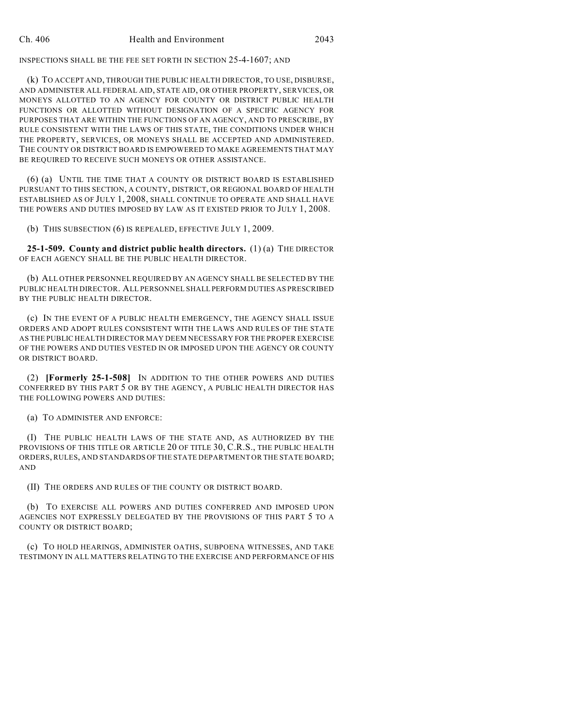INSPECTIONS SHALL BE THE FEE SET FORTH IN SECTION 25-4-1607; AND

(k) TO ACCEPT AND, THROUGH THE PUBLIC HEALTH DIRECTOR, TO USE, DISBURSE, AND ADMINISTER ALL FEDERAL AID, STATE AID, OR OTHER PROPERTY, SERVICES, OR MONEYS ALLOTTED TO AN AGENCY FOR COUNTY OR DISTRICT PUBLIC HEALTH FUNCTIONS OR ALLOTTED WITHOUT DESIGNATION OF A SPECIFIC AGENCY FOR PURPOSES THAT ARE WITHIN THE FUNCTIONS OF AN AGENCY, AND TO PRESCRIBE, BY RULE CONSISTENT WITH THE LAWS OF THIS STATE, THE CONDITIONS UNDER WHICH THE PROPERTY, SERVICES, OR MONEYS SHALL BE ACCEPTED AND ADMINISTERED. THE COUNTY OR DISTRICT BOARD IS EMPOWERED TO MAKE AGREEMENTS THAT MAY BE REQUIRED TO RECEIVE SUCH MONEYS OR OTHER ASSISTANCE.

(6) (a) UNTIL THE TIME THAT A COUNTY OR DISTRICT BOARD IS ESTABLISHED PURSUANT TO THIS SECTION, A COUNTY, DISTRICT, OR REGIONAL BOARD OF HEALTH ESTABLISHED AS OF JULY 1, 2008, SHALL CONTINUE TO OPERATE AND SHALL HAVE THE POWERS AND DUTIES IMPOSED BY LAW AS IT EXISTED PRIOR TO JULY 1, 2008.

(b) THIS SUBSECTION (6) IS REPEALED, EFFECTIVE JULY 1, 2009.

**25-1-509. County and district public health directors.** (1) (a) THE DIRECTOR OF EACH AGENCY SHALL BE THE PUBLIC HEALTH DIRECTOR.

(b) ALL OTHER PERSONNEL REQUIRED BY AN AGENCY SHALL BE SELECTED BY THE PUBLIC HEALTH DIRECTOR. ALL PERSONNEL SHALL PERFORM DUTIES AS PRESCRIBED BY THE PUBLIC HEALTH DIRECTOR.

(c) IN THE EVENT OF A PUBLIC HEALTH EMERGENCY, THE AGENCY SHALL ISSUE ORDERS AND ADOPT RULES CONSISTENT WITH THE LAWS AND RULES OF THE STATE AS THE PUBLIC HEALTH DIRECTOR MAY DEEM NECESSARY FOR THE PROPER EXERCISE OF THE POWERS AND DUTIES VESTED IN OR IMPOSED UPON THE AGENCY OR COUNTY OR DISTRICT BOARD.

(2) **[Formerly 25-1-508]** IN ADDITION TO THE OTHER POWERS AND DUTIES CONFERRED BY THIS PART 5 OR BY THE AGENCY, A PUBLIC HEALTH DIRECTOR HAS THE FOLLOWING POWERS AND DUTIES:

(a) TO ADMINISTER AND ENFORCE:

(I) THE PUBLIC HEALTH LAWS OF THE STATE AND, AS AUTHORIZED BY THE PROVISIONS OF THIS TITLE OR ARTICLE 20 OF TITLE 30, C.R.S., THE PUBLIC HEALTH ORDERS, RULES, AND STANDARDS OF THE STATE DEPARTMENT OR THE STATE BOARD; AND

(II) THE ORDERS AND RULES OF THE COUNTY OR DISTRICT BOARD.

(b) TO EXERCISE ALL POWERS AND DUTIES CONFERRED AND IMPOSED UPON AGENCIES NOT EXPRESSLY DELEGATED BY THE PROVISIONS OF THIS PART 5 TO A COUNTY OR DISTRICT BOARD;

(c) TO HOLD HEARINGS, ADMINISTER OATHS, SUBPOENA WITNESSES, AND TAKE TESTIMONY IN ALL MATTERS RELATING TO THE EXERCISE AND PERFORMANCE OF HIS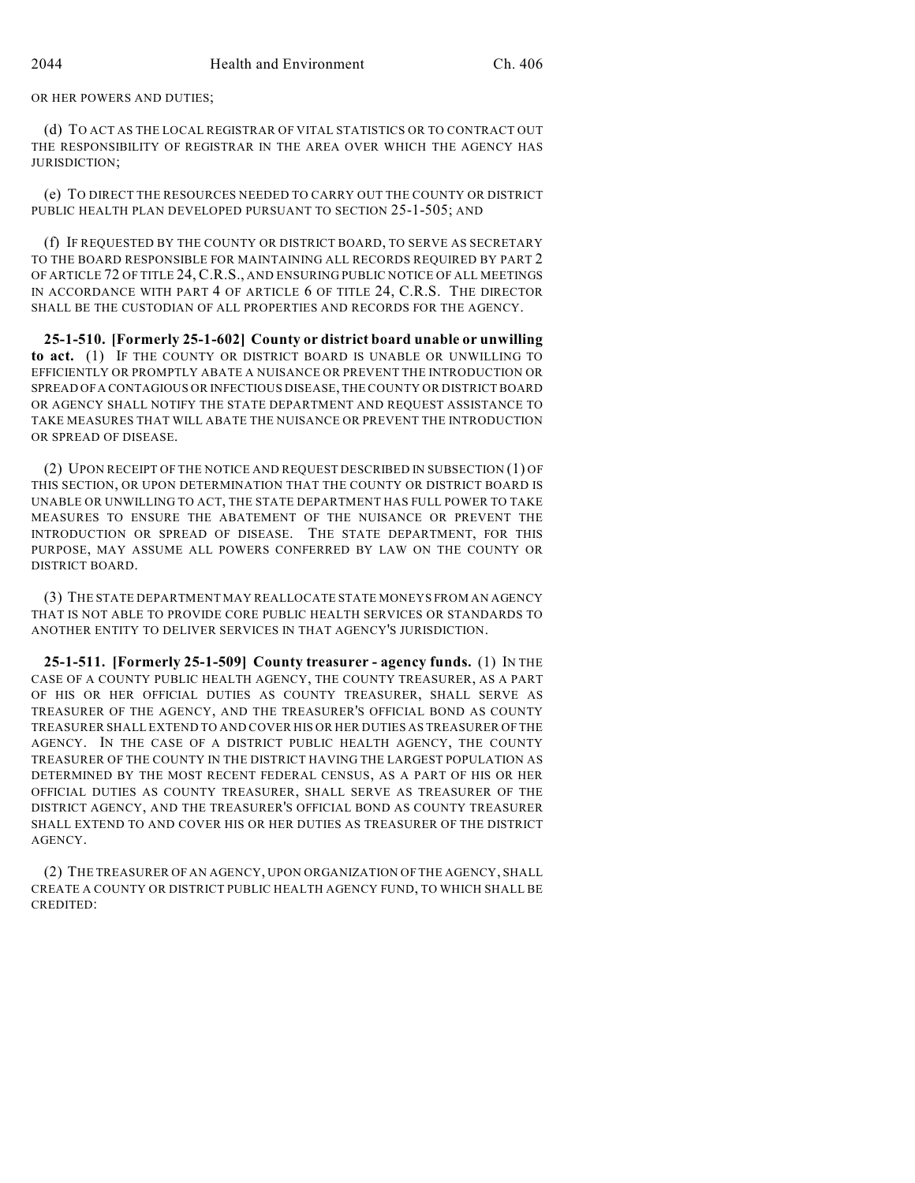OR HER POWERS AND DUTIES;

(d) TO ACT AS THE LOCAL REGISTRAR OF VITAL STATISTICS OR TO CONTRACT OUT THE RESPONSIBILITY OF REGISTRAR IN THE AREA OVER WHICH THE AGENCY HAS JURISDICTION;

(e) TO DIRECT THE RESOURCES NEEDED TO CARRY OUT THE COUNTY OR DISTRICT PUBLIC HEALTH PLAN DEVELOPED PURSUANT TO SECTION 25-1-505; AND

(f) IF REQUESTED BY THE COUNTY OR DISTRICT BOARD, TO SERVE AS SECRETARY TO THE BOARD RESPONSIBLE FOR MAINTAINING ALL RECORDS REQUIRED BY PART 2 OF ARTICLE 72 OF TITLE 24, C.R.S., AND ENSURING PUBLIC NOTICE OF ALL MEETINGS IN ACCORDANCE WITH PART 4 OF ARTICLE 6 OF TITLE 24, C.R.S. THE DIRECTOR SHALL BE THE CUSTODIAN OF ALL PROPERTIES AND RECORDS FOR THE AGENCY.

**25-1-510. [Formerly 25-1-602] County or district board unable or unwilling to act.** (1) IF THE COUNTY OR DISTRICT BOARD IS UNABLE OR UNWILLING TO EFFICIENTLY OR PROMPTLY ABATE A NUISANCE OR PREVENT THE INTRODUCTION OR SPREAD OF A CONTAGIOUS OR INFECTIOUS DISEASE, THE COUNTY OR DISTRICT BOARD OR AGENCY SHALL NOTIFY THE STATE DEPARTMENT AND REQUEST ASSISTANCE TO TAKE MEASURES THAT WILL ABATE THE NUISANCE OR PREVENT THE INTRODUCTION OR SPREAD OF DISEASE.

(2) UPON RECEIPT OF THE NOTICE AND REQUEST DESCRIBED IN SUBSECTION (1) OF THIS SECTION, OR UPON DETERMINATION THAT THE COUNTY OR DISTRICT BOARD IS UNABLE OR UNWILLING TO ACT, THE STATE DEPARTMENT HAS FULL POWER TO TAKE MEASURES TO ENSURE THE ABATEMENT OF THE NUISANCE OR PREVENT THE INTRODUCTION OR SPREAD OF DISEASE. THE STATE DEPARTMENT, FOR THIS PURPOSE, MAY ASSUME ALL POWERS CONFERRED BY LAW ON THE COUNTY OR DISTRICT BOARD.

(3) THE STATE DEPARTMENT MAY REALLOCATE STATE MONEYS FROM AN AGENCY THAT IS NOT ABLE TO PROVIDE CORE PUBLIC HEALTH SERVICES OR STANDARDS TO ANOTHER ENTITY TO DELIVER SERVICES IN THAT AGENCY'S JURISDICTION.

**25-1-511. [Formerly 25-1-509] County treasurer - agency funds.** (1) IN THE CASE OF A COUNTY PUBLIC HEALTH AGENCY, THE COUNTY TREASURER, AS A PART OF HIS OR HER OFFICIAL DUTIES AS COUNTY TREASURER, SHALL SERVE AS TREASURER OF THE AGENCY, AND THE TREASURER'S OFFICIAL BOND AS COUNTY TREASURER SHALL EXTEND TO AND COVER HIS OR HER DUTIES AS TREASURER OF THE AGENCY. IN THE CASE OF A DISTRICT PUBLIC HEALTH AGENCY, THE COUNTY TREASURER OF THE COUNTY IN THE DISTRICT HAVING THE LARGEST POPULATION AS DETERMINED BY THE MOST RECENT FEDERAL CENSUS, AS A PART OF HIS OR HER OFFICIAL DUTIES AS COUNTY TREASURER, SHALL SERVE AS TREASURER OF THE DISTRICT AGENCY, AND THE TREASURER'S OFFICIAL BOND AS COUNTY TREASURER SHALL EXTEND TO AND COVER HIS OR HER DUTIES AS TREASURER OF THE DISTRICT AGENCY.

(2) THE TREASURER OF AN AGENCY, UPON ORGANIZATION OF THE AGENCY, SHALL CREATE A COUNTY OR DISTRICT PUBLIC HEALTH AGENCY FUND, TO WHICH SHALL BE CREDITED: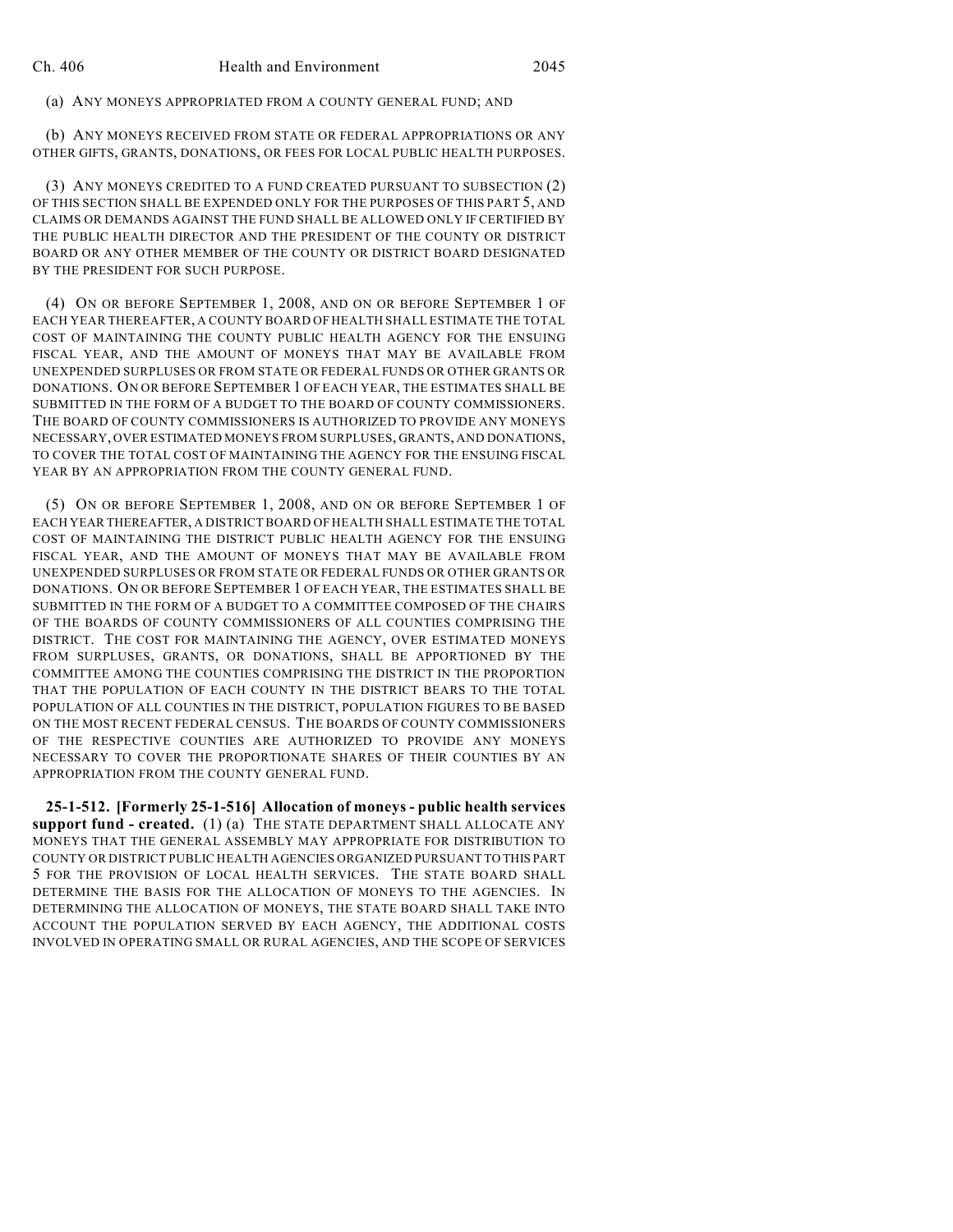(a) ANY MONEYS APPROPRIATED FROM A COUNTY GENERAL FUND; AND

(b) ANY MONEYS RECEIVED FROM STATE OR FEDERAL APPROPRIATIONS OR ANY OTHER GIFTS, GRANTS, DONATIONS, OR FEES FOR LOCAL PUBLIC HEALTH PURPOSES.

(3) ANY MONEYS CREDITED TO A FUND CREATED PURSUANT TO SUBSECTION (2) OF THIS SECTION SHALL BE EXPENDED ONLY FOR THE PURPOSES OF THIS PART 5, AND CLAIMS OR DEMANDS AGAINST THE FUND SHALL BE ALLOWED ONLY IF CERTIFIED BY THE PUBLIC HEALTH DIRECTOR AND THE PRESIDENT OF THE COUNTY OR DISTRICT BOARD OR ANY OTHER MEMBER OF THE COUNTY OR DISTRICT BOARD DESIGNATED BY THE PRESIDENT FOR SUCH PURPOSE.

(4) ON OR BEFORE SEPTEMBER 1, 2008, AND ON OR BEFORE SEPTEMBER 1 OF EACH YEAR THEREAFTER, A COUNTY BOARD OF HEALTH SHALL ESTIMATE THE TOTAL COST OF MAINTAINING THE COUNTY PUBLIC HEALTH AGENCY FOR THE ENSUING FISCAL YEAR, AND THE AMOUNT OF MONEYS THAT MAY BE AVAILABLE FROM UNEXPENDED SURPLUSES OR FROM STATE OR FEDERAL FUNDS OR OTHER GRANTS OR DONATIONS. ON OR BEFORE SEPTEMBER 1 OF EACH YEAR, THE ESTIMATES SHALL BE SUBMITTED IN THE FORM OF A BUDGET TO THE BOARD OF COUNTY COMMISSIONERS. THE BOARD OF COUNTY COMMISSIONERS IS AUTHORIZED TO PROVIDE ANY MONEYS NECESSARY, OVER ESTIMATED MONEYS FROM SURPLUSES, GRANTS, AND DONATIONS, TO COVER THE TOTAL COST OF MAINTAINING THE AGENCY FOR THE ENSUING FISCAL YEAR BY AN APPROPRIATION FROM THE COUNTY GENERAL FUND.

(5) ON OR BEFORE SEPTEMBER 1, 2008, AND ON OR BEFORE SEPTEMBER 1 OF EACH YEAR THEREAFTER, A DISTRICT BOARD OF HEALTH SHALL ESTIMATE THE TOTAL COST OF MAINTAINING THE DISTRICT PUBLIC HEALTH AGENCY FOR THE ENSUING FISCAL YEAR, AND THE AMOUNT OF MONEYS THAT MAY BE AVAILABLE FROM UNEXPENDED SURPLUSES OR FROM STATE OR FEDERAL FUNDS OR OTHER GRANTS OR DONATIONS. ON OR BEFORE SEPTEMBER 1 OF EACH YEAR, THE ESTIMATES SHALL BE SUBMITTED IN THE FORM OF A BUDGET TO A COMMITTEE COMPOSED OF THE CHAIRS OF THE BOARDS OF COUNTY COMMISSIONERS OF ALL COUNTIES COMPRISING THE DISTRICT. THE COST FOR MAINTAINING THE AGENCY, OVER ESTIMATED MONEYS FROM SURPLUSES, GRANTS, OR DONATIONS, SHALL BE APPORTIONED BY THE COMMITTEE AMONG THE COUNTIES COMPRISING THE DISTRICT IN THE PROPORTION THAT THE POPULATION OF EACH COUNTY IN THE DISTRICT BEARS TO THE TOTAL POPULATION OF ALL COUNTIES IN THE DISTRICT, POPULATION FIGURES TO BE BASED ON THE MOST RECENT FEDERAL CENSUS. THE BOARDS OF COUNTY COMMISSIONERS OF THE RESPECTIVE COUNTIES ARE AUTHORIZED TO PROVIDE ANY MONEYS NECESSARY TO COVER THE PROPORTIONATE SHARES OF THEIR COUNTIES BY AN APPROPRIATION FROM THE COUNTY GENERAL FUND.

**25-1-512. [Formerly 25-1-516] Allocation of moneys - public health services support fund - created.** (1) (a) THE STATE DEPARTMENT SHALL ALLOCATE ANY MONEYS THAT THE GENERAL ASSEMBLY MAY APPROPRIATE FOR DISTRIBUTION TO COUNTY OR DISTRICT PUBLIC HEALTH AGENCIES ORGANIZED PURSUANT TO THIS PART 5 FOR THE PROVISION OF LOCAL HEALTH SERVICES. THE STATE BOARD SHALL DETERMINE THE BASIS FOR THE ALLOCATION OF MONEYS TO THE AGENCIES. IN DETERMINING THE ALLOCATION OF MONEYS, THE STATE BOARD SHALL TAKE INTO ACCOUNT THE POPULATION SERVED BY EACH AGENCY, THE ADDITIONAL COSTS INVOLVED IN OPERATING SMALL OR RURAL AGENCIES, AND THE SCOPE OF SERVICES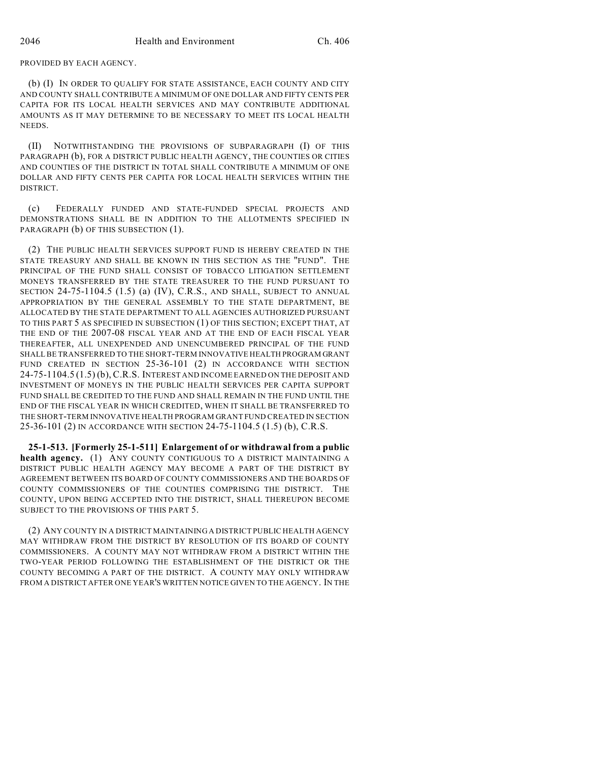PROVIDED BY EACH AGENCY.

(b) (I) IN ORDER TO QUALIFY FOR STATE ASSISTANCE, EACH COUNTY AND CITY AND COUNTY SHALL CONTRIBUTE A MINIMUM OF ONE DOLLAR AND FIFTY CENTS PER CAPITA FOR ITS LOCAL HEALTH SERVICES AND MAY CONTRIBUTE ADDITIONAL AMOUNTS AS IT MAY DETERMINE TO BE NECESSARY TO MEET ITS LOCAL HEALTH NEEDS.

(II) NOTWITHSTANDING THE PROVISIONS OF SUBPARAGRAPH (I) OF THIS PARAGRAPH (b), FOR A DISTRICT PUBLIC HEALTH AGENCY, THE COUNTIES OR CITIES AND COUNTIES OF THE DISTRICT IN TOTAL SHALL CONTRIBUTE A MINIMUM OF ONE DOLLAR AND FIFTY CENTS PER CAPITA FOR LOCAL HEALTH SERVICES WITHIN THE DISTRICT.

(c) FEDERALLY FUNDED AND STATE-FUNDED SPECIAL PROJECTS AND DEMONSTRATIONS SHALL BE IN ADDITION TO THE ALLOTMENTS SPECIFIED IN PARAGRAPH (b) OF THIS SUBSECTION (1).

(2) THE PUBLIC HEALTH SERVICES SUPPORT FUND IS HEREBY CREATED IN THE STATE TREASURY AND SHALL BE KNOWN IN THIS SECTION AS THE "FUND". THE PRINCIPAL OF THE FUND SHALL CONSIST OF TOBACCO LITIGATION SETTLEMENT MONEYS TRANSFERRED BY THE STATE TREASURER TO THE FUND PURSUANT TO SECTION 24-75-1104.5 (1.5) (a) (IV), C.R.S., AND SHALL, SUBJECT TO ANNUAL APPROPRIATION BY THE GENERAL ASSEMBLY TO THE STATE DEPARTMENT, BE ALLOCATED BY THE STATE DEPARTMENT TO ALL AGENCIES AUTHORIZED PURSUANT TO THIS PART 5 AS SPECIFIED IN SUBSECTION (1) OF THIS SECTION; EXCEPT THAT, AT THE END OF THE 2007-08 FISCAL YEAR AND AT THE END OF EACH FISCAL YEAR THEREAFTER, ALL UNEXPENDED AND UNENCUMBERED PRINCIPAL OF THE FUND SHALL BE TRANSFERRED TO THE SHORT-TERM INNOVATIVE HEALTH PROGRAM GRANT FUND CREATED IN SECTION 25-36-101 (2) IN ACCORDANCE WITH SECTION 24-75-1104.5 (1.5) (b), C.R.S. INTEREST AND INCOME EARNED ON THE DEPOSIT AND INVESTMENT OF MONEYS IN THE PUBLIC HEALTH SERVICES PER CAPITA SUPPORT FUND SHALL BE CREDITED TO THE FUND AND SHALL REMAIN IN THE FUND UNTIL THE END OF THE FISCAL YEAR IN WHICH CREDITED, WHEN IT SHALL BE TRANSFERRED TO THE SHORT-TERM INNOVATIVE HEALTH PROGRAM GRANT FUND CREATED IN SECTION 25-36-101 (2) IN ACCORDANCE WITH SECTION 24-75-1104.5 (1.5) (b), C.R.S.

**25-1-513. [Formerly 25-1-511] Enlargement of or withdrawal from a public health agency.** (1) ANY COUNTY CONTIGUOUS TO A DISTRICT MAINTAINING A DISTRICT PUBLIC HEALTH AGENCY MAY BECOME A PART OF THE DISTRICT BY AGREEMENT BETWEEN ITS BOARD OF COUNTY COMMISSIONERS AND THE BOARDS OF COUNTY COMMISSIONERS OF THE COUNTIES COMPRISING THE DISTRICT. THE COUNTY, UPON BEING ACCEPTED INTO THE DISTRICT, SHALL THEREUPON BECOME SUBJECT TO THE PROVISIONS OF THIS PART 5.

(2) ANY COUNTY IN A DISTRICT MAINTAINING A DISTRICT PUBLIC HEALTH AGENCY MAY WITHDRAW FROM THE DISTRICT BY RESOLUTION OF ITS BOARD OF COUNTY COMMISSIONERS. A COUNTY MAY NOT WITHDRAW FROM A DISTRICT WITHIN THE TWO-YEAR PERIOD FOLLOWING THE ESTABLISHMENT OF THE DISTRICT OR THE COUNTY BECOMING A PART OF THE DISTRICT. A COUNTY MAY ONLY WITHDRAW FROM A DISTRICT AFTER ONE YEAR'S WRITTEN NOTICE GIVEN TO THE AGENCY. IN THE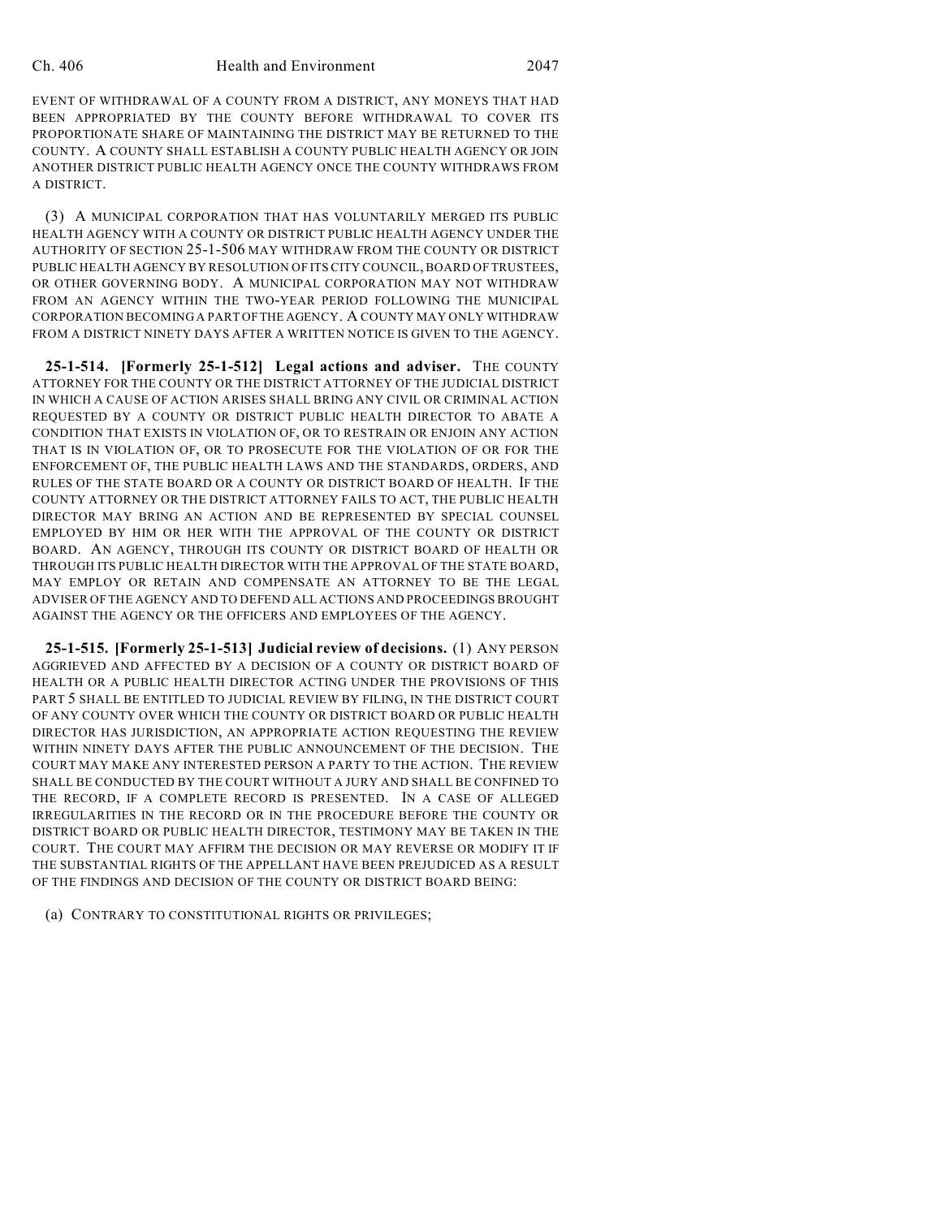EVENT OF WITHDRAWAL OF A COUNTY FROM A DISTRICT, ANY MONEYS THAT HAD BEEN APPROPRIATED BY THE COUNTY BEFORE WITHDRAWAL TO COVER ITS PROPORTIONATE SHARE OF MAINTAINING THE DISTRICT MAY BE RETURNED TO THE COUNTY. A COUNTY SHALL ESTABLISH A COUNTY PUBLIC HEALTH AGENCY OR JOIN ANOTHER DISTRICT PUBLIC HEALTH AGENCY ONCE THE COUNTY WITHDRAWS FROM A DISTRICT.

(3) A MUNICIPAL CORPORATION THAT HAS VOLUNTARILY MERGED ITS PUBLIC HEALTH AGENCY WITH A COUNTY OR DISTRICT PUBLIC HEALTH AGENCY UNDER THE AUTHORITY OF SECTION 25-1-506 MAY WITHDRAW FROM THE COUNTY OR DISTRICT PUBLIC HEALTH AGENCY BY RESOLUTION OF ITS CITY COUNCIL, BOARD OF TRUSTEES, OR OTHER GOVERNING BODY. A MUNICIPAL CORPORATION MAY NOT WITHDRAW FROM AN AGENCY WITHIN THE TWO-YEAR PERIOD FOLLOWING THE MUNICIPAL CORPORATION BECOMING A PART OF THE AGENCY. A COUNTY MAY ONLY WITHDRAW FROM A DISTRICT NINETY DAYS AFTER A WRITTEN NOTICE IS GIVEN TO THE AGENCY.

**25-1-514. [Formerly 25-1-512] Legal actions and adviser.** THE COUNTY ATTORNEY FOR THE COUNTY OR THE DISTRICT ATTORNEY OF THE JUDICIAL DISTRICT IN WHICH A CAUSE OF ACTION ARISES SHALL BRING ANY CIVIL OR CRIMINAL ACTION REQUESTED BY A COUNTY OR DISTRICT PUBLIC HEALTH DIRECTOR TO ABATE A CONDITION THAT EXISTS IN VIOLATION OF, OR TO RESTRAIN OR ENJOIN ANY ACTION THAT IS IN VIOLATION OF, OR TO PROSECUTE FOR THE VIOLATION OF OR FOR THE ENFORCEMENT OF, THE PUBLIC HEALTH LAWS AND THE STANDARDS, ORDERS, AND RULES OF THE STATE BOARD OR A COUNTY OR DISTRICT BOARD OF HEALTH. IF THE COUNTY ATTORNEY OR THE DISTRICT ATTORNEY FAILS TO ACT, THE PUBLIC HEALTH DIRECTOR MAY BRING AN ACTION AND BE REPRESENTED BY SPECIAL COUNSEL EMPLOYED BY HIM OR HER WITH THE APPROVAL OF THE COUNTY OR DISTRICT BOARD. AN AGENCY, THROUGH ITS COUNTY OR DISTRICT BOARD OF HEALTH OR THROUGH ITS PUBLIC HEALTH DIRECTOR WITH THE APPROVAL OF THE STATE BOARD, MAY EMPLOY OR RETAIN AND COMPENSATE AN ATTORNEY TO BE THE LEGAL ADVISER OF THE AGENCY AND TO DEFEND ALL ACTIONS AND PROCEEDINGS BROUGHT AGAINST THE AGENCY OR THE OFFICERS AND EMPLOYEES OF THE AGENCY.

**25-1-515. [Formerly 25-1-513] Judicial review of decisions.** (1) ANY PERSON AGGRIEVED AND AFFECTED BY A DECISION OF A COUNTY OR DISTRICT BOARD OF HEALTH OR A PUBLIC HEALTH DIRECTOR ACTING UNDER THE PROVISIONS OF THIS PART 5 SHALL BE ENTITLED TO JUDICIAL REVIEW BY FILING, IN THE DISTRICT COURT OF ANY COUNTY OVER WHICH THE COUNTY OR DISTRICT BOARD OR PUBLIC HEALTH DIRECTOR HAS JURISDICTION, AN APPROPRIATE ACTION REQUESTING THE REVIEW WITHIN NINETY DAYS AFTER THE PUBLIC ANNOUNCEMENT OF THE DECISION. THE COURT MAY MAKE ANY INTERESTED PERSON A PARTY TO THE ACTION. THE REVIEW SHALL BE CONDUCTED BY THE COURT WITHOUT A JURY AND SHALL BE CONFINED TO THE RECORD, IF A COMPLETE RECORD IS PRESENTED. IN A CASE OF ALLEGED IRREGULARITIES IN THE RECORD OR IN THE PROCEDURE BEFORE THE COUNTY OR DISTRICT BOARD OR PUBLIC HEALTH DIRECTOR, TESTIMONY MAY BE TAKEN IN THE COURT. THE COURT MAY AFFIRM THE DECISION OR MAY REVERSE OR MODIFY IT IF THE SUBSTANTIAL RIGHTS OF THE APPELLANT HAVE BEEN PREJUDICED AS A RESULT OF THE FINDINGS AND DECISION OF THE COUNTY OR DISTRICT BOARD BEING:

(a) CONTRARY TO CONSTITUTIONAL RIGHTS OR PRIVILEGES;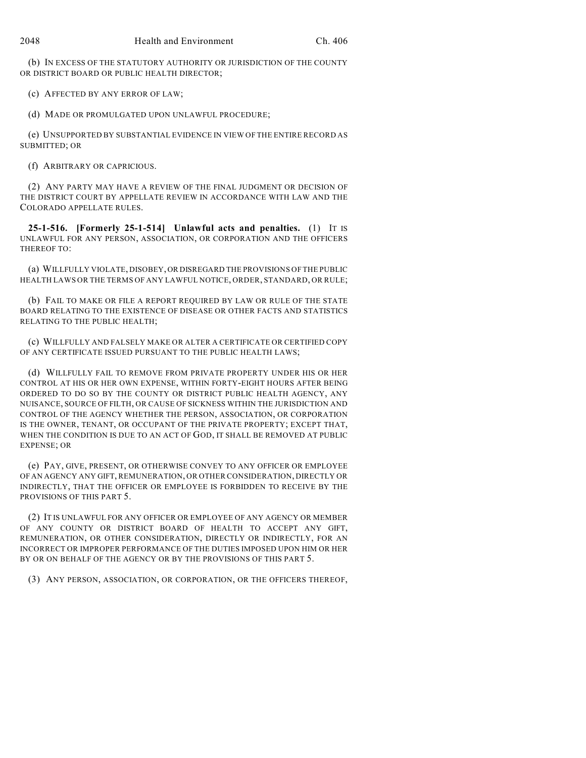(b) IN EXCESS OF THE STATUTORY AUTHORITY OR JURISDICTION OF THE COUNTY OR DISTRICT BOARD OR PUBLIC HEALTH DIRECTOR;

(c) AFFECTED BY ANY ERROR OF LAW;

(d) MADE OR PROMULGATED UPON UNLAWFUL PROCEDURE;

(e) UNSUPPORTED BY SUBSTANTIAL EVIDENCE IN VIEW OF THE ENTIRE RECORD AS SUBMITTED; OR

(f) ARBITRARY OR CAPRICIOUS.

(2) ANY PARTY MAY HAVE A REVIEW OF THE FINAL JUDGMENT OR DECISION OF THE DISTRICT COURT BY APPELLATE REVIEW IN ACCORDANCE WITH LAW AND THE COLORADO APPELLATE RULES.

**25-1-516. [Formerly 25-1-514] Unlawful acts and penalties.** (1) IT IS UNLAWFUL FOR ANY PERSON, ASSOCIATION, OR CORPORATION AND THE OFFICERS THEREOF TO:

(a) WILLFULLY VIOLATE, DISOBEY, OR DISREGARD THE PROVISIONS OF THE PUBLIC HEALTH LAWS OR THE TERMS OF ANY LAWFUL NOTICE, ORDER, STANDARD, OR RULE;

(b) FAIL TO MAKE OR FILE A REPORT REQUIRED BY LAW OR RULE OF THE STATE BOARD RELATING TO THE EXISTENCE OF DISEASE OR OTHER FACTS AND STATISTICS RELATING TO THE PUBLIC HEALTH;

(c) WILLFULLY AND FALSELY MAKE OR ALTER A CERTIFICATE OR CERTIFIED COPY OF ANY CERTIFICATE ISSUED PURSUANT TO THE PUBLIC HEALTH LAWS;

(d) WILLFULLY FAIL TO REMOVE FROM PRIVATE PROPERTY UNDER HIS OR HER CONTROL AT HIS OR HER OWN EXPENSE, WITHIN FORTY-EIGHT HOURS AFTER BEING ORDERED TO DO SO BY THE COUNTY OR DISTRICT PUBLIC HEALTH AGENCY, ANY NUISANCE, SOURCE OF FILTH, OR CAUSE OF SICKNESS WITHIN THE JURISDICTION AND CONTROL OF THE AGENCY WHETHER THE PERSON, ASSOCIATION, OR CORPORATION IS THE OWNER, TENANT, OR OCCUPANT OF THE PRIVATE PROPERTY; EXCEPT THAT, WHEN THE CONDITION IS DUE TO AN ACT OF GOD, IT SHALL BE REMOVED AT PUBLIC EXPENSE; OR

(e) PAY, GIVE, PRESENT, OR OTHERWISE CONVEY TO ANY OFFICER OR EMPLOYEE OF AN AGENCY ANY GIFT, REMUNERATION, OR OTHER CONSIDERATION, DIRECTLY OR INDIRECTLY, THAT THE OFFICER OR EMPLOYEE IS FORBIDDEN TO RECEIVE BY THE PROVISIONS OF THIS PART 5.

(2) IT IS UNLAWFUL FOR ANY OFFICER OR EMPLOYEE OF ANY AGENCY OR MEMBER OF ANY COUNTY OR DISTRICT BOARD OF HEALTH TO ACCEPT ANY GIFT, REMUNERATION, OR OTHER CONSIDERATION, DIRECTLY OR INDIRECTLY, FOR AN INCORRECT OR IMPROPER PERFORMANCE OF THE DUTIES IMPOSED UPON HIM OR HER BY OR ON BEHALF OF THE AGENCY OR BY THE PROVISIONS OF THIS PART 5.

(3) ANY PERSON, ASSOCIATION, OR CORPORATION, OR THE OFFICERS THEREOF,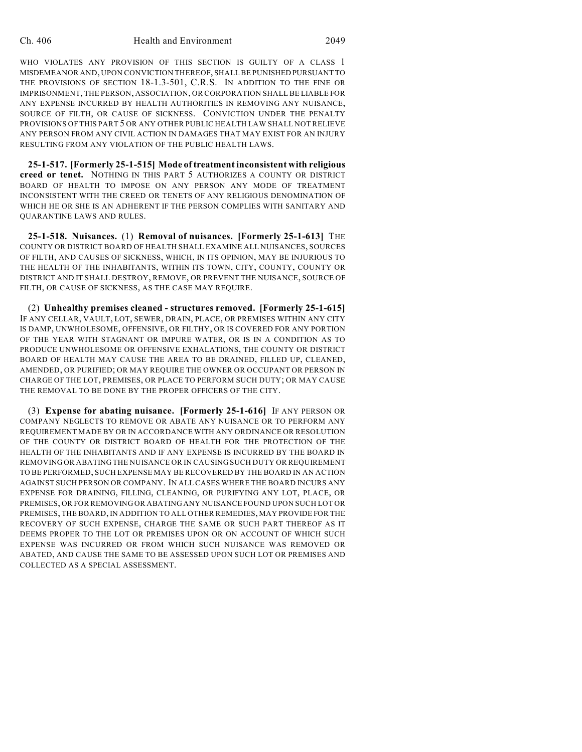WHO VIOLATES ANY PROVISION OF THIS SECTION IS GUILTY OF A CLASS 1 MISDEMEANOR AND, UPON CONVICTION THEREOF, SHALL BE PUNISHED PURSUANT TO THE PROVISIONS OF SECTION 18-1.3-501, C.R.S. IN ADDITION TO THE FINE OR IMPRISONMENT, THE PERSON, ASSOCIATION, OR CORPORATION SHALL BE LIABLE FOR ANY EXPENSE INCURRED BY HEALTH AUTHORITIES IN REMOVING ANY NUISANCE, SOURCE OF FILTH, OR CAUSE OF SICKNESS. CONVICTION UNDER THE PENALTY PROVISIONS OF THIS PART 5 OR ANY OTHER PUBLIC HEALTH LAW SHALL NOT RELIEVE ANY PERSON FROM ANY CIVIL ACTION IN DAMAGES THAT MAY EXIST FOR AN INJURY RESULTING FROM ANY VIOLATION OF THE PUBLIC HEALTH LAWS.

**25-1-517. [Formerly 25-1-515] Mode of treatment inconsistent with religious creed or tenet.** NOTHING IN THIS PART 5 AUTHORIZES A COUNTY OR DISTRICT BOARD OF HEALTH TO IMPOSE ON ANY PERSON ANY MODE OF TREATMENT INCONSISTENT WITH THE CREED OR TENETS OF ANY RELIGIOUS DENOMINATION OF WHICH HE OR SHE IS AN ADHERENT IF THE PERSON COMPLIES WITH SANITARY AND QUARANTINE LAWS AND RULES.

**25-1-518. Nuisances.** (1) **Removal of nuisances. [Formerly 25-1-613]** THE COUNTY OR DISTRICT BOARD OF HEALTH SHALL EXAMINE ALL NUISANCES, SOURCES OF FILTH, AND CAUSES OF SICKNESS, WHICH, IN ITS OPINION, MAY BE INJURIOUS TO THE HEALTH OF THE INHABITANTS, WITHIN ITS TOWN, CITY, COUNTY, COUNTY OR DISTRICT AND IT SHALL DESTROY, REMOVE, OR PREVENT THE NUISANCE, SOURCE OF FILTH, OR CAUSE OF SICKNESS, AS THE CASE MAY REQUIRE.

(2) **Unhealthy premises cleaned - structures removed. [Formerly 25-1-615]** IF ANY CELLAR, VAULT, LOT, SEWER, DRAIN, PLACE, OR PREMISES WITHIN ANY CITY IS DAMP, UNWHOLESOME, OFFENSIVE, OR FILTHY, OR IS COVERED FOR ANY PORTION OF THE YEAR WITH STAGNANT OR IMPURE WATER, OR IS IN A CONDITION AS TO PRODUCE UNWHOLESOME OR OFFENSIVE EXHALATIONS, THE COUNTY OR DISTRICT BOARD OF HEALTH MAY CAUSE THE AREA TO BE DRAINED, FILLED UP, CLEANED, AMENDED, OR PURIFIED; OR MAY REQUIRE THE OWNER OR OCCUPANT OR PERSON IN CHARGE OF THE LOT, PREMISES, OR PLACE TO PERFORM SUCH DUTY; OR MAY CAUSE THE REMOVAL TO BE DONE BY THE PROPER OFFICERS OF THE CITY.

(3) **Expense for abating nuisance. [Formerly 25-1-616]** IF ANY PERSON OR COMPANY NEGLECTS TO REMOVE OR ABATE ANY NUISANCE OR TO PERFORM ANY REQUIREMENT MADE BY OR IN ACCORDANCE WITH ANY ORDINANCE OR RESOLUTION OF THE COUNTY OR DISTRICT BOARD OF HEALTH FOR THE PROTECTION OF THE HEALTH OF THE INHABITANTS AND IF ANY EXPENSE IS INCURRED BY THE BOARD IN REMOVING OR ABATING THE NUISANCE OR IN CAUSING SUCH DUTY OR REQUIREMENT TO BE PERFORMED, SUCH EXPENSE MAY BE RECOVERED BY THE BOARD IN AN ACTION AGAINST SUCH PERSON OR COMPANY. IN ALL CASES WHERE THE BOARD INCURS ANY EXPENSE FOR DRAINING, FILLING, CLEANING, OR PURIFYING ANY LOT, PLACE, OR PREMISES, OR FOR REMOVING OR ABATING ANY NUISANCE FOUND UPON SUCH LOT OR PREMISES, THE BOARD, IN ADDITION TO ALL OTHER REMEDIES, MAY PROVIDE FOR THE RECOVERY OF SUCH EXPENSE, CHARGE THE SAME OR SUCH PART THEREOF AS IT DEEMS PROPER TO THE LOT OR PREMISES UPON OR ON ACCOUNT OF WHICH SUCH EXPENSE WAS INCURRED OR FROM WHICH SUCH NUISANCE WAS REMOVED OR ABATED, AND CAUSE THE SAME TO BE ASSESSED UPON SUCH LOT OR PREMISES AND COLLECTED AS A SPECIAL ASSESSMENT.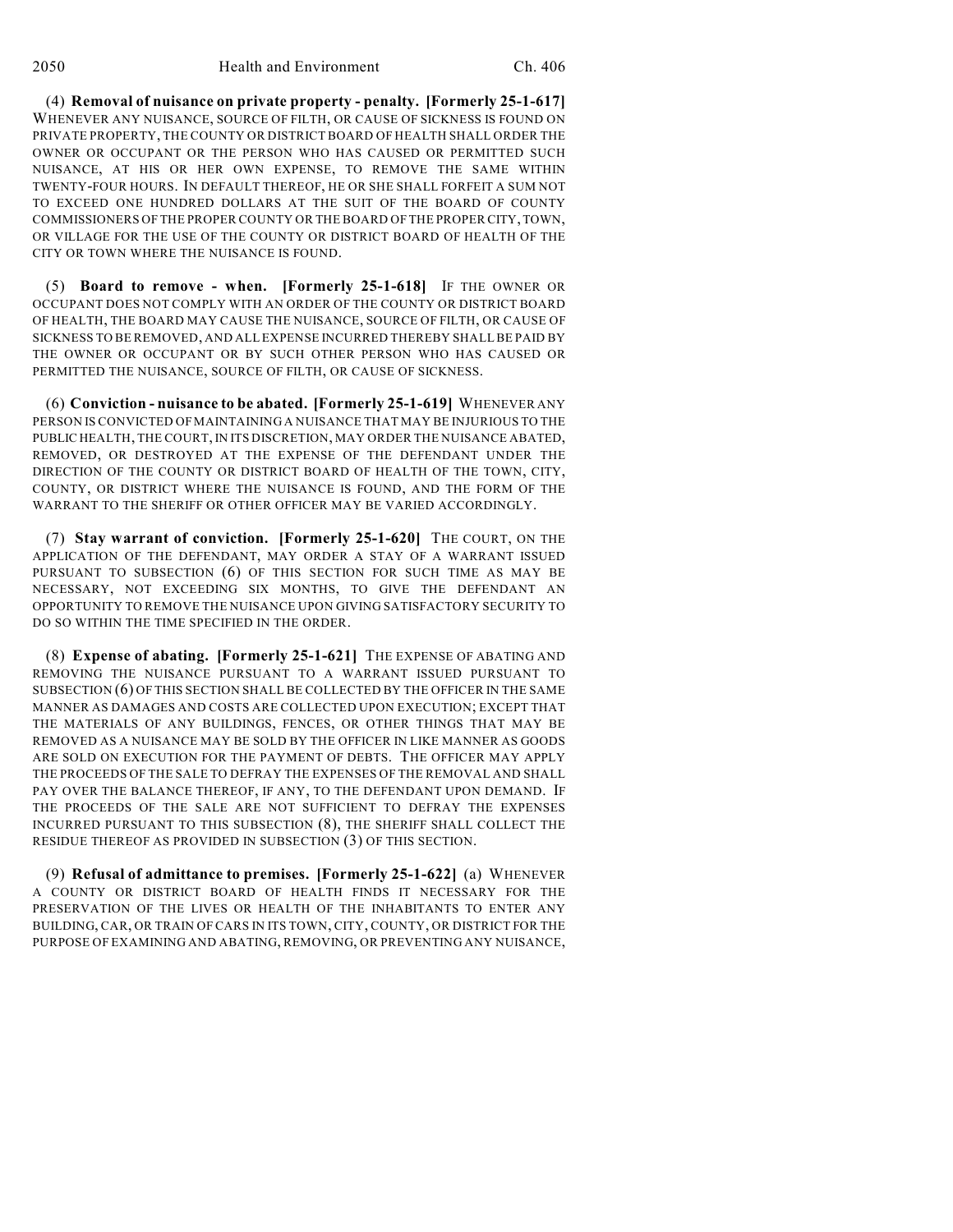(4) **Removal of nuisance on private property - penalty. [Formerly 25-1-617]** WHENEVER ANY NUISANCE, SOURCE OF FILTH, OR CAUSE OF SICKNESS IS FOUND ON PRIVATE PROPERTY, THE COUNTY OR DISTRICT BOARD OF HEALTH SHALL ORDER THE OWNER OR OCCUPANT OR THE PERSON WHO HAS CAUSED OR PERMITTED SUCH NUISANCE, AT HIS OR HER OWN EXPENSE, TO REMOVE THE SAME WITHIN TWENTY-FOUR HOURS. IN DEFAULT THEREOF, HE OR SHE SHALL FORFEIT A SUM NOT TO EXCEED ONE HUNDRED DOLLARS AT THE SUIT OF THE BOARD OF COUNTY COMMISSIONERS OF THE PROPER COUNTY OR THE BOARD OF THE PROPER CITY, TOWN, OR VILLAGE FOR THE USE OF THE COUNTY OR DISTRICT BOARD OF HEALTH OF THE CITY OR TOWN WHERE THE NUISANCE IS FOUND.

(5) **Board to remove - when. [Formerly 25-1-618]** IF THE OWNER OR OCCUPANT DOES NOT COMPLY WITH AN ORDER OF THE COUNTY OR DISTRICT BOARD OF HEALTH, THE BOARD MAY CAUSE THE NUISANCE, SOURCE OF FILTH, OR CAUSE OF SICKNESS TO BE REMOVED, AND ALL EXPENSE INCURRED THEREBY SHALL BE PAID BY THE OWNER OR OCCUPANT OR BY SUCH OTHER PERSON WHO HAS CAUSED OR PERMITTED THE NUISANCE, SOURCE OF FILTH, OR CAUSE OF SICKNESS.

(6) **Conviction - nuisance to be abated. [Formerly 25-1-619]** WHENEVER ANY PERSON IS CONVICTED OF MAINTAINING A NUISANCE THAT MAY BE INJURIOUS TO THE PUBLIC HEALTH, THE COURT, IN ITS DISCRETION, MAY ORDER THE NUISANCE ABATED, REMOVED, OR DESTROYED AT THE EXPENSE OF THE DEFENDANT UNDER THE DIRECTION OF THE COUNTY OR DISTRICT BOARD OF HEALTH OF THE TOWN, CITY, COUNTY, OR DISTRICT WHERE THE NUISANCE IS FOUND, AND THE FORM OF THE WARRANT TO THE SHERIFF OR OTHER OFFICER MAY BE VARIED ACCORDINGLY.

(7) **Stay warrant of conviction. [Formerly 25-1-620]** THE COURT, ON THE APPLICATION OF THE DEFENDANT, MAY ORDER A STAY OF A WARRANT ISSUED PURSUANT TO SUBSECTION (6) OF THIS SECTION FOR SUCH TIME AS MAY BE NECESSARY, NOT EXCEEDING SIX MONTHS, TO GIVE THE DEFENDANT AN OPPORTUNITY TO REMOVE THE NUISANCE UPON GIVING SATISFACTORY SECURITY TO DO SO WITHIN THE TIME SPECIFIED IN THE ORDER.

(8) **Expense of abating. [Formerly 25-1-621]** THE EXPENSE OF ABATING AND REMOVING THE NUISANCE PURSUANT TO A WARRANT ISSUED PURSUANT TO SUBSECTION (6) OF THIS SECTION SHALL BE COLLECTED BY THE OFFICER IN THE SAME MANNER AS DAMAGES AND COSTS ARE COLLECTED UPON EXECUTION; EXCEPT THAT THE MATERIALS OF ANY BUILDINGS, FENCES, OR OTHER THINGS THAT MAY BE REMOVED AS A NUISANCE MAY BE SOLD BY THE OFFICER IN LIKE MANNER AS GOODS ARE SOLD ON EXECUTION FOR THE PAYMENT OF DEBTS. THE OFFICER MAY APPLY THE PROCEEDS OF THE SALE TO DEFRAY THE EXPENSES OF THE REMOVAL AND SHALL PAY OVER THE BALANCE THEREOF, IF ANY, TO THE DEFENDANT UPON DEMAND. IF THE PROCEEDS OF THE SALE ARE NOT SUFFICIENT TO DEFRAY THE EXPENSES INCURRED PURSUANT TO THIS SUBSECTION (8), THE SHERIFF SHALL COLLECT THE RESIDUE THEREOF AS PROVIDED IN SUBSECTION (3) OF THIS SECTION.

(9) **Refusal of admittance to premises. [Formerly 25-1-622]** (a) WHENEVER A COUNTY OR DISTRICT BOARD OF HEALTH FINDS IT NECESSARY FOR THE PRESERVATION OF THE LIVES OR HEALTH OF THE INHABITANTS TO ENTER ANY BUILDING, CAR, OR TRAIN OF CARS IN ITS TOWN, CITY, COUNTY, OR DISTRICT FOR THE PURPOSE OF EXAMINING AND ABATING, REMOVING, OR PREVENTING ANY NUISANCE,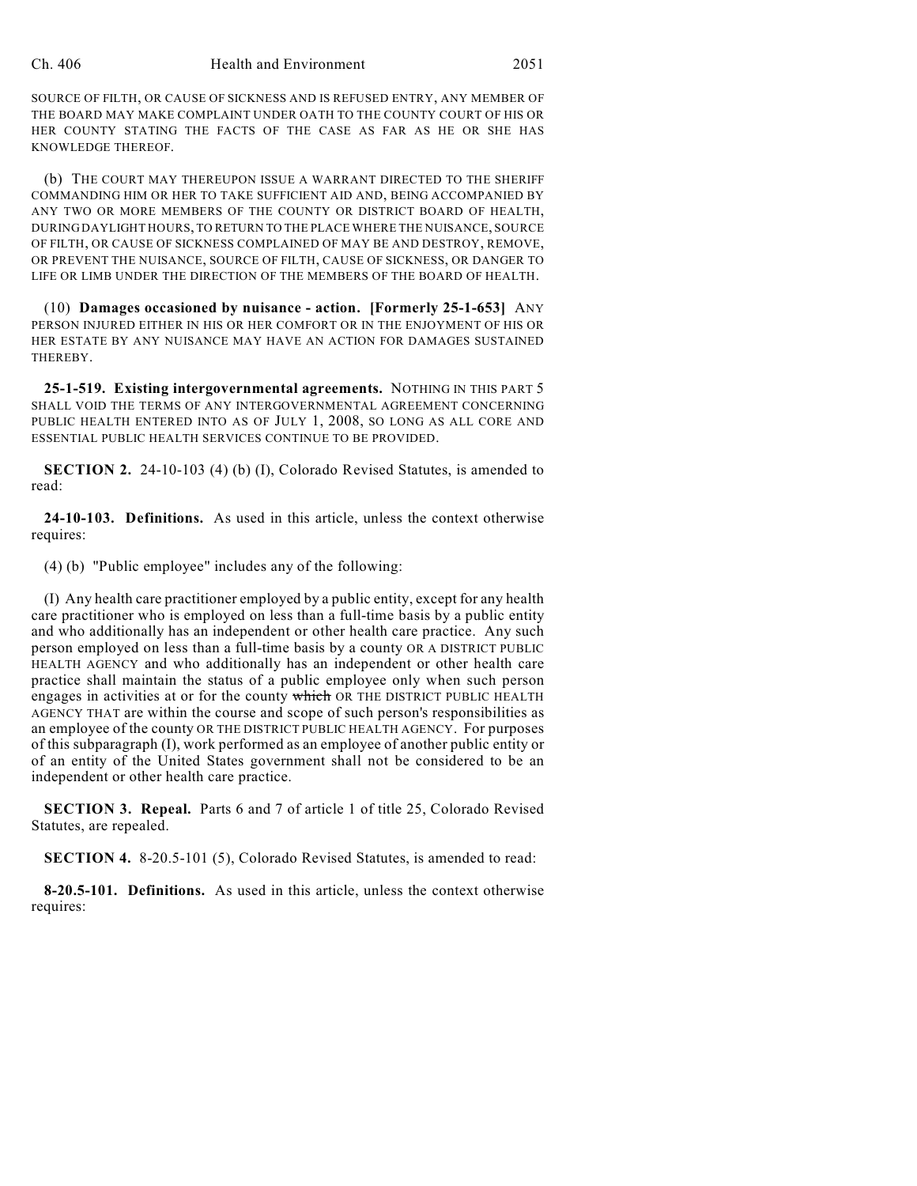SOURCE OF FILTH, OR CAUSE OF SICKNESS AND IS REFUSED ENTRY, ANY MEMBER OF THE BOARD MAY MAKE COMPLAINT UNDER OATH TO THE COUNTY COURT OF HIS OR HER COUNTY STATING THE FACTS OF THE CASE AS FAR AS HE OR SHE HAS KNOWLEDGE THEREOF.

(b) THE COURT MAY THEREUPON ISSUE A WARRANT DIRECTED TO THE SHERIFF COMMANDING HIM OR HER TO TAKE SUFFICIENT AID AND, BEING ACCOMPANIED BY ANY TWO OR MORE MEMBERS OF THE COUNTY OR DISTRICT BOARD OF HEALTH, DURING DAYLIGHT HOURS, TO RETURN TO THE PLACE WHERE THE NUISANCE, SOURCE OF FILTH, OR CAUSE OF SICKNESS COMPLAINED OF MAY BE AND DESTROY, REMOVE, OR PREVENT THE NUISANCE, SOURCE OF FILTH, CAUSE OF SICKNESS, OR DANGER TO LIFE OR LIMB UNDER THE DIRECTION OF THE MEMBERS OF THE BOARD OF HEALTH.

(10) **Damages occasioned by nuisance - action. [Formerly 25-1-653]** ANY PERSON INJURED EITHER IN HIS OR HER COMFORT OR IN THE ENJOYMENT OF HIS OR HER ESTATE BY ANY NUISANCE MAY HAVE AN ACTION FOR DAMAGES SUSTAINED THEREBY.

**25-1-519. Existing intergovernmental agreements.** NOTHING IN THIS PART 5 SHALL VOID THE TERMS OF ANY INTERGOVERNMENTAL AGREEMENT CONCERNING PUBLIC HEALTH ENTERED INTO AS OF JULY 1, 2008, SO LONG AS ALL CORE AND ESSENTIAL PUBLIC HEALTH SERVICES CONTINUE TO BE PROVIDED.

**SECTION 2.** 24-10-103 (4) (b) (I), Colorado Revised Statutes, is amended to read:

**24-10-103. Definitions.** As used in this article, unless the context otherwise requires:

(4) (b) "Public employee" includes any of the following:

(I) Any health care practitioner employed by a public entity, except for any health care practitioner who is employed on less than a full-time basis by a public entity and who additionally has an independent or other health care practice. Any such person employed on less than a full-time basis by a county OR A DISTRICT PUBLIC HEALTH AGENCY and who additionally has an independent or other health care practice shall maintain the status of a public employee only when such person engages in activities at or for the county ~~which~~ OR THE DISTRICT PUBLIC HEALTH AGENCY THAT are within the course and scope of such person's responsibilities as an employee of the county OR THE DISTRICT PUBLIC HEALTH AGENCY. For purposes of this subparagraph (I), work performed as an employee of another public entity or of an entity of the United States government shall not be considered to be an independent or other health care practice.

**SECTION 3. Repeal.** Parts 6 and 7 of article 1 of title 25, Colorado Revised Statutes, are repealed.

**SECTION 4.** 8-20.5-101 (5), Colorado Revised Statutes, is amended to read:

**8-20.5-101. Definitions.** As used in this article, unless the context otherwise requires: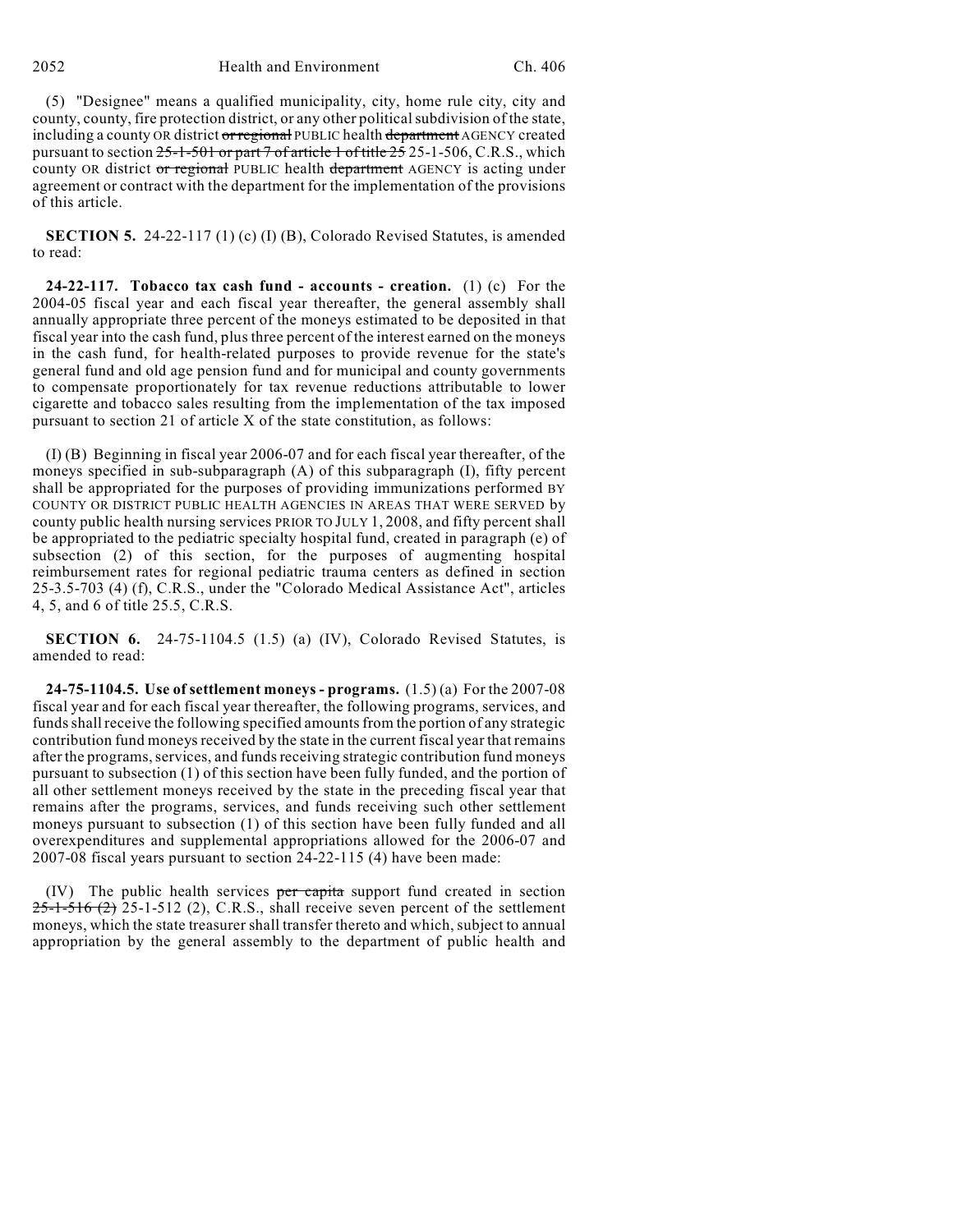(5) "Designee" means a qualified municipality, city, home rule city, city and county, county, fire protection district, or any other political subdivision of the state, including a county OR district ~~or regional~~ PUBLIC health ~~department~~ AGENCY created pursuant to section ~~25-1-501 or part 7 of article 1 of title 25~~ 25-1-506, C.R.S., which county OR district ~~or regional~~ PUBLIC health ~~department~~ AGENCY is acting under agreement or contract with the department for the implementation of the provisions of this article.

**SECTION 5.** 24-22-117 (1) (c) (I) (B), Colorado Revised Statutes, is amended to read:

**24-22-117. Tobacco tax cash fund - accounts - creation.** (1) (c) For the 2004-05 fiscal year and each fiscal year thereafter, the general assembly shall annually appropriate three percent of the moneys estimated to be deposited in that fiscal year into the cash fund, plus three percent of the interest earned on the moneys in the cash fund, for health-related purposes to provide revenue for the state's general fund and old age pension fund and for municipal and county governments to compensate proportionately for tax revenue reductions attributable to lower cigarette and tobacco sales resulting from the implementation of the tax imposed pursuant to section 21 of article X of the state constitution, as follows:

(I) (B) Beginning in fiscal year 2006-07 and for each fiscal year thereafter, of the moneys specified in sub-subparagraph (A) of this subparagraph (I), fifty percent shall be appropriated for the purposes of providing immunizations performed BY COUNTY OR DISTRICT PUBLIC HEALTH AGENCIES IN AREAS THAT WERE SERVED by county public health nursing services PRIOR TO JULY 1, 2008, and fifty percent shall be appropriated to the pediatric specialty hospital fund, created in paragraph (e) of subsection (2) of this section, for the purposes of augmenting hospital reimbursement rates for regional pediatric trauma centers as defined in section 25-3.5-703 (4) (f), C.R.S., under the "Colorado Medical Assistance Act", articles 4, 5, and 6 of title 25.5, C.R.S.

**SECTION 6.** 24-75-1104.5 (1.5) (a) (IV), Colorado Revised Statutes, is amended to read:

**24-75-1104.5. Use of settlement moneys - programs.** (1.5) (a) For the 2007-08 fiscal year and for each fiscal year thereafter, the following programs, services, and funds shall receive the following specified amounts from the portion of any strategic contribution fund moneys received by the state in the current fiscal year that remains after the programs, services, and funds receiving strategic contribution fund moneys pursuant to subsection (1) of this section have been fully funded, and the portion of all other settlement moneys received by the state in the preceding fiscal year that remains after the programs, services, and funds receiving such other settlement moneys pursuant to subsection (1) of this section have been fully funded and all overexpenditures and supplemental appropriations allowed for the 2006-07 and 2007-08 fiscal years pursuant to section 24-22-115 (4) have been made:

(IV) The public health services ~~per capita~~ support fund created in section ~~25-1-516 (2)~~ 25-1-512 (2), C.R.S., shall receive seven percent of the settlement moneys, which the state treasurer shall transfer thereto and which, subject to annual appropriation by the general assembly to the department of public health and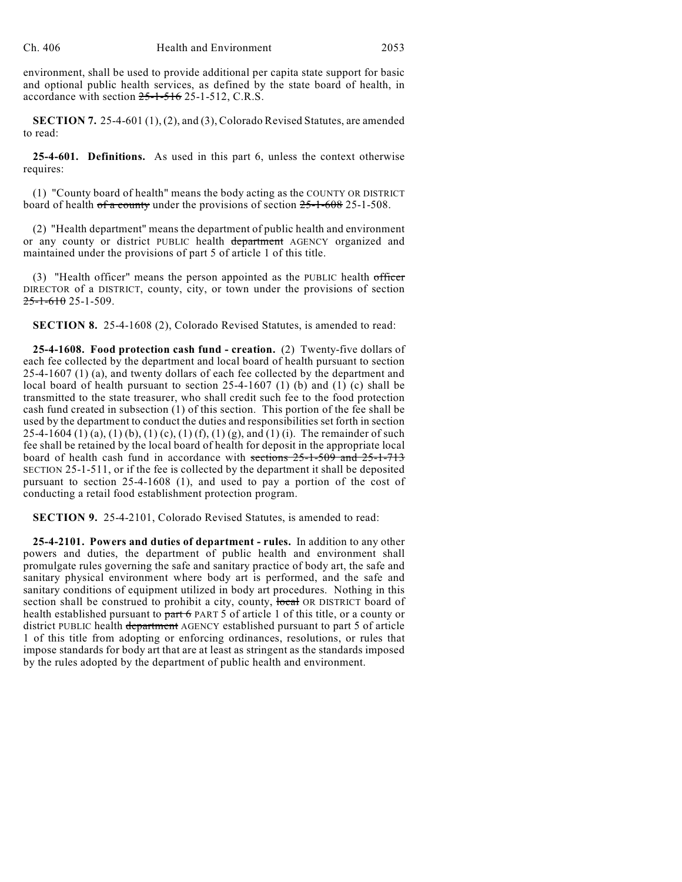environment, shall be used to provide additional per capita state support for basic and optional public health services, as defined by the state board of health, in accordance with section ~~25-1-516~~ 25-1-512, C.R.S.

**SECTION 7.** 25-4-601 (1), (2), and (3), Colorado Revised Statutes, are amended to read:

**25-4-601. Definitions.** As used in this part 6, unless the context otherwise requires:

(1) "County board of health" means the body acting as the COUNTY OR DISTRICT board of health ~~of a county~~ under the provisions of section ~~25-1-608~~ 25-1-508.

(2) "Health department" means the department of public health and environment or any county or district PUBLIC health ~~department~~ AGENCY organized and maintained under the provisions of part 5 of article 1 of this title.

(3) "Health officer" means the person appointed as the PUBLIC health ~~officer~~ DIRECTOR of a DISTRICT, county, city, or town under the provisions of section ~~25-1-610~~ 25-1-509.

**SECTION 8.** 25-4-1608 (2), Colorado Revised Statutes, is amended to read:

**25-4-1608. Food protection cash fund - creation.** (2) Twenty-five dollars of each fee collected by the department and local board of health pursuant to section 25-4-1607 (1) (a), and twenty dollars of each fee collected by the department and local board of health pursuant to section 25-4-1607 (1) (b) and (1) (c) shall be transmitted to the state treasurer, who shall credit such fee to the food protection cash fund created in subsection (1) of this section. This portion of the fee shall be used by the department to conduct the duties and responsibilities set forth in section 25-4-1604 (1) (a), (1) (b), (1) (c), (1) (f), (1) (g), and (1) (i). The remainder of such fee shall be retained by the local board of health for deposit in the appropriate local board of health cash fund in accordance with ~~sections 25-1-509 and 25-1-713~~ SECTION 25-1-511, or if the fee is collected by the department it shall be deposited pursuant to section 25-4-1608 (1), and used to pay a portion of the cost of conducting a retail food establishment protection program.

**SECTION 9.** 25-4-2101, Colorado Revised Statutes, is amended to read:

**25-4-2101. Powers and duties of department - rules.** In addition to any other powers and duties, the department of public health and environment shall promulgate rules governing the safe and sanitary practice of body art, the safe and sanitary physical environment where body art is performed, and the safe and sanitary conditions of equipment utilized in body art procedures. Nothing in this section shall be construed to prohibit a city, county, ~~local~~ OR DISTRICT board of health established pursuant to ~~part 6~~ PART 5 of article 1 of this title, or a county or district PUBLIC health ~~department~~ AGENCY established pursuant to part 5 of article 1 of this title from adopting or enforcing ordinances, resolutions, or rules that impose standards for body art that are at least as stringent as the standards imposed by the rules adopted by the department of public health and environment.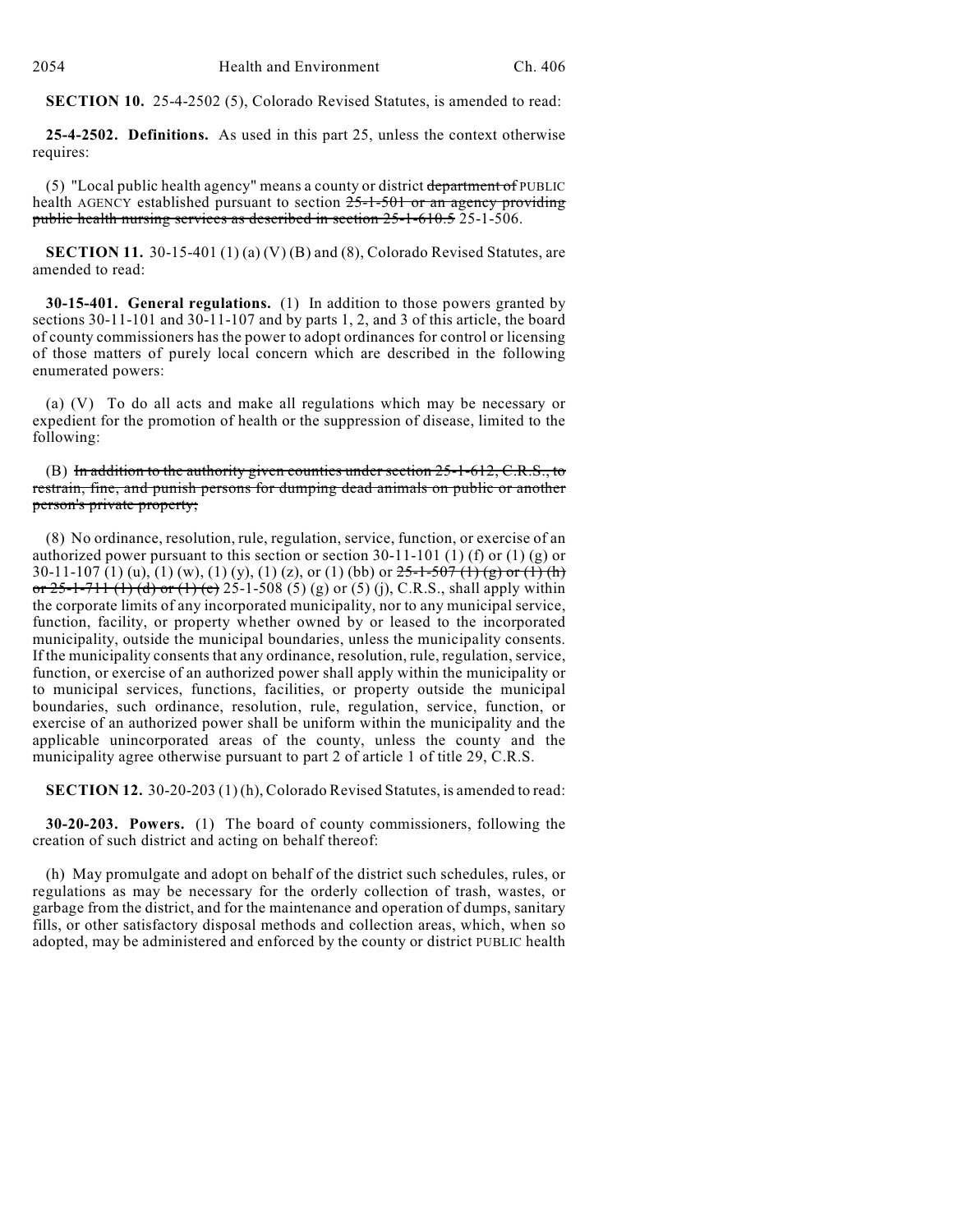**SECTION 10.** 25-4-2502 (5), Colorado Revised Statutes, is amended to read:

**25-4-2502. Definitions.** As used in this part 25, unless the context otherwise requires:

(5) "Local public health agency" means a county or district ~~department of~~ PUBLIC health AGENCY established pursuant to section ~~25-1-501 or an agency providing public health nursing services as described in section 25-1-610.5~~ 25-1-506.

**SECTION 11.** 30-15-401 (1) (a) (V) (B) and (8), Colorado Revised Statutes, are amended to read:

**30-15-401. General regulations.** (1) In addition to those powers granted by sections 30-11-101 and 30-11-107 and by parts 1, 2, and 3 of this article, the board of county commissioners has the power to adopt ordinances for control or licensing of those matters of purely local concern which are described in the following enumerated powers:

(a) (V) To do all acts and make all regulations which may be necessary or expedient for the promotion of health or the suppression of disease, limited to the following:

(B) ~~In addition to the authority given counties under section 25-1-612, C.R.S., to restrain, fine, and punish persons for dumping dead animals on public or another person's private property;~~

(8) No ordinance, resolution, rule, regulation, service, function, or exercise of an authorized power pursuant to this section or section 30-11-101 (1) (f) or (1) (g) or 30-11-107 (1) (u), (1) (w), (1) (y), (1) (z), or (1) (bb) or ~~25-1-507 (1) (g) or (1) (h) or 25-1-711 (1) (d) or (1) (e)~~ 25-1-508 (5) (g) or (5) (j), C.R.S., shall apply within the corporate limits of any incorporated municipality, nor to any municipal service, function, facility, or property whether owned by or leased to the incorporated municipality, outside the municipal boundaries, unless the municipality consents. If the municipality consents that any ordinance, resolution, rule, regulation, service, function, or exercise of an authorized power shall apply within the municipality or to municipal services, functions, facilities, or property outside the municipal boundaries, such ordinance, resolution, rule, regulation, service, function, or exercise of an authorized power shall be uniform within the municipality and the applicable unincorporated areas of the county, unless the county and the municipality agree otherwise pursuant to part 2 of article 1 of title 29, C.R.S.

**SECTION 12.** 30-20-203 (1) (h), Colorado Revised Statutes, is amended to read:

**30-20-203. Powers.** (1) The board of county commissioners, following the creation of such district and acting on behalf thereof:

(h) May promulgate and adopt on behalf of the district such schedules, rules, or regulations as may be necessary for the orderly collection of trash, wastes, or garbage from the district, and for the maintenance and operation of dumps, sanitary fills, or other satisfactory disposal methods and collection areas, which, when so adopted, may be administered and enforced by the county or district PUBLIC health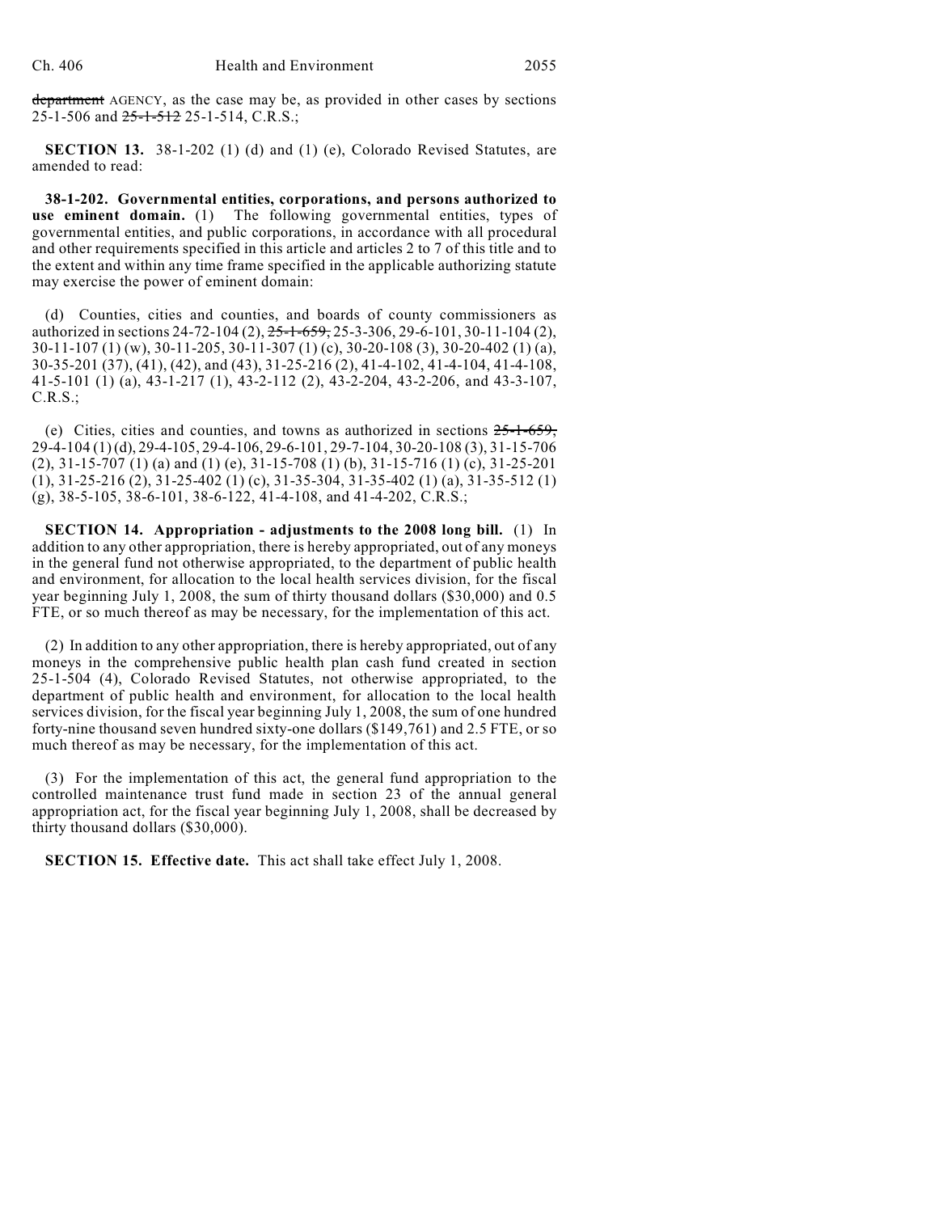~~department~~ AGENCY, as the case may be, as provided in other cases by sections 25-1-506 and ~~25-1-512~~ 25-1-514, C.R.S.;

**SECTION 13.** 38-1-202 (1) (d) and (1) (e), Colorado Revised Statutes, are amended to read:

**38-1-202. Governmental entities, corporations, and persons authorized to use eminent domain.** (1) The following governmental entities, types of governmental entities, and public corporations, in accordance with all procedural and other requirements specified in this article and articles 2 to 7 of this title and to the extent and within any time frame specified in the applicable authorizing statute may exercise the power of eminent domain:

(d) Counties, cities and counties, and boards of county commissioners as authorized in sections 24-72-104 (2), ~~25-1-659,~~ 25-3-306, 29-6-101, 30-11-104 (2), 30-11-107 (1) (w), 30-11-205, 30-11-307 (1) (c), 30-20-108 (3), 30-20-402 (1) (a), 30-35-201 (37), (41), (42), and (43), 31-25-216 (2), 41-4-102, 41-4-104, 41-4-108, 41-5-101 (1) (a), 43-1-217 (1), 43-2-112 (2), 43-2-204, 43-2-206, and 43-3-107, C.R.S.;

(e) Cities, cities and counties, and towns as authorized in sections ~~25-1-659,~~ 29-4-104 (1) (d), 29-4-105, 29-4-106, 29-6-101, 29-7-104, 30-20-108 (3), 31-15-706 (2), 31-15-707 (1) (a) and (1) (e), 31-15-708 (1) (b), 31-15-716 (1) (c), 31-25-201 (1), 31-25-216 (2), 31-25-402 (1) (c), 31-35-304, 31-35-402 (1) (a), 31-35-512 (1) (g), 38-5-105, 38-6-101, 38-6-122, 41-4-108, and 41-4-202, C.R.S.;

**SECTION 14. Appropriation - adjustments to the 2008 long bill.** (1) In addition to any other appropriation, there is hereby appropriated, out of any moneys in the general fund not otherwise appropriated, to the department of public health and environment, for allocation to the local health services division, for the fiscal year beginning July 1, 2008, the sum of thirty thousand dollars ($30,000) and 0.5 FTE, or so much thereof as may be necessary, for the implementation of this act.

(2) In addition to any other appropriation, there is hereby appropriated, out of any moneys in the comprehensive public health plan cash fund created in section 25-1-504 (4), Colorado Revised Statutes, not otherwise appropriated, to the department of public health and environment, for allocation to the local health services division, for the fiscal year beginning July 1, 2008, the sum of one hundred forty-nine thousand seven hundred sixty-one dollars ($149,761) and 2.5 FTE, or so much thereof as may be necessary, for the implementation of this act.

(3) For the implementation of this act, the general fund appropriation to the controlled maintenance trust fund made in section 23 of the annual general appropriation act, for the fiscal year beginning July 1, 2008, shall be decreased by thirty thousand dollars ($30,000).

**SECTION 15. Effective date.** This act shall take effect July 1, 2008.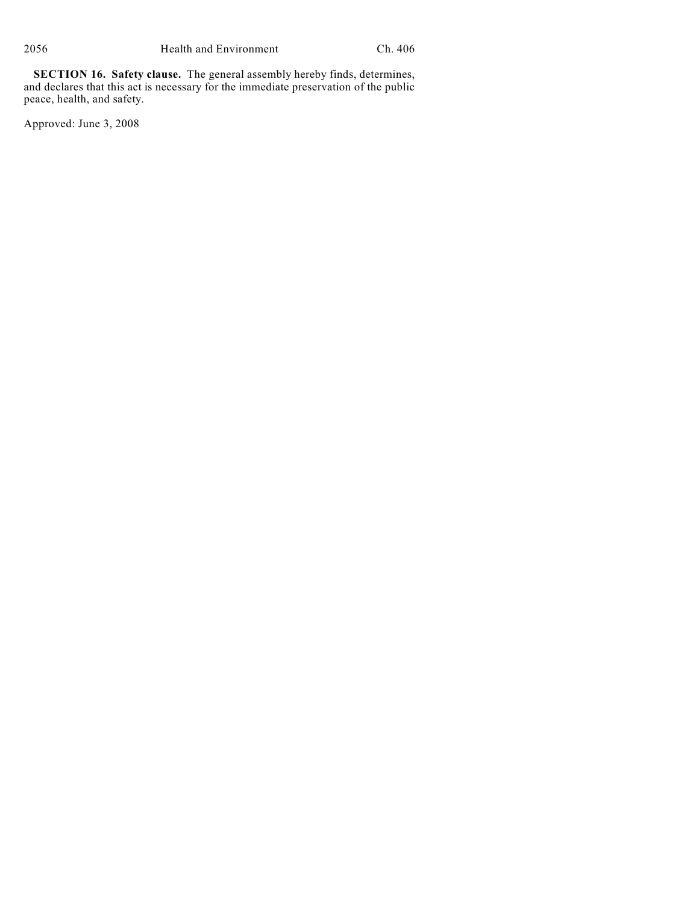**SECTION 16. Safety clause.** The general assembly hereby finds, determines, and declares that this act is necessary for the immediate preservation of the public peace, health, and safety.

Approved: June 3, 2008